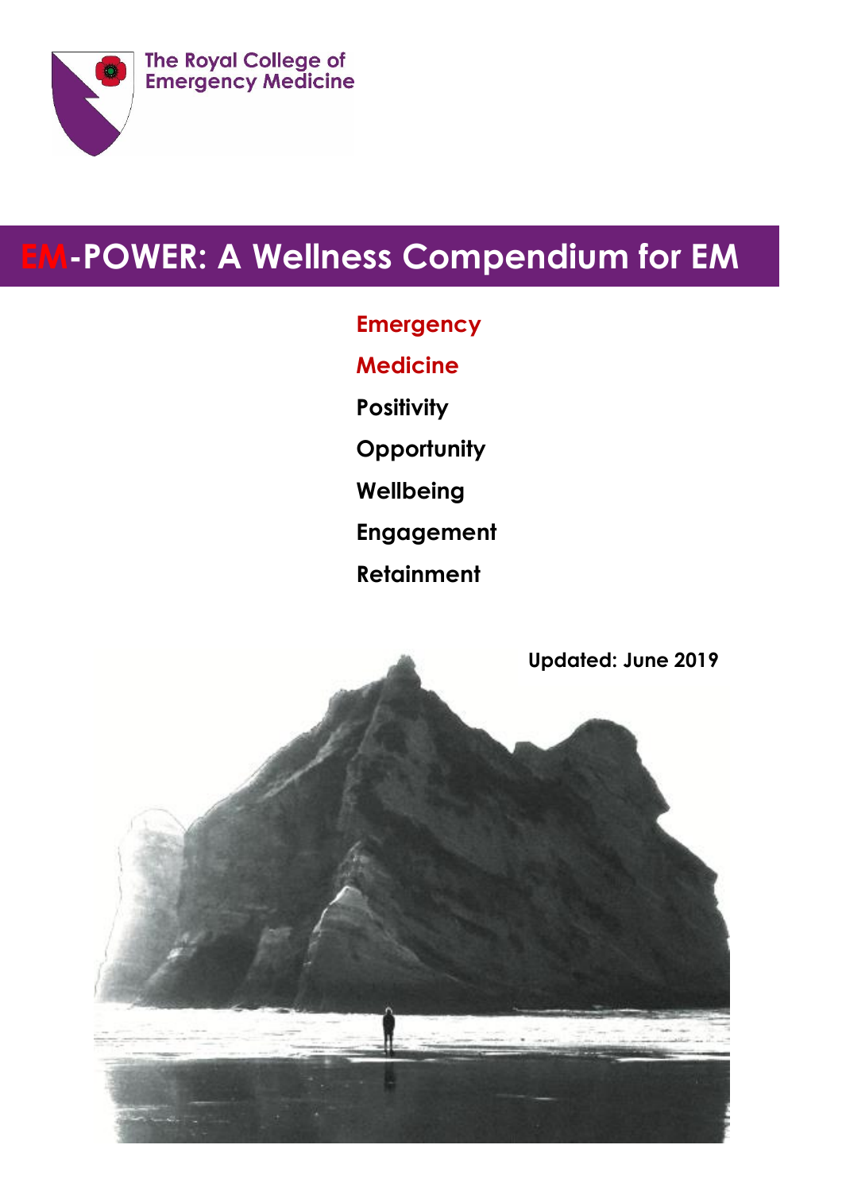The Royal College of Emergency Medicine

# EM-POWER: A Wellness Compendium for EM

**Emergency**

**Medicine**

**Positivity**

**Opportunity**

**Wellbeing**

**Engagement**

**Retainment**

**Updated: June 2019**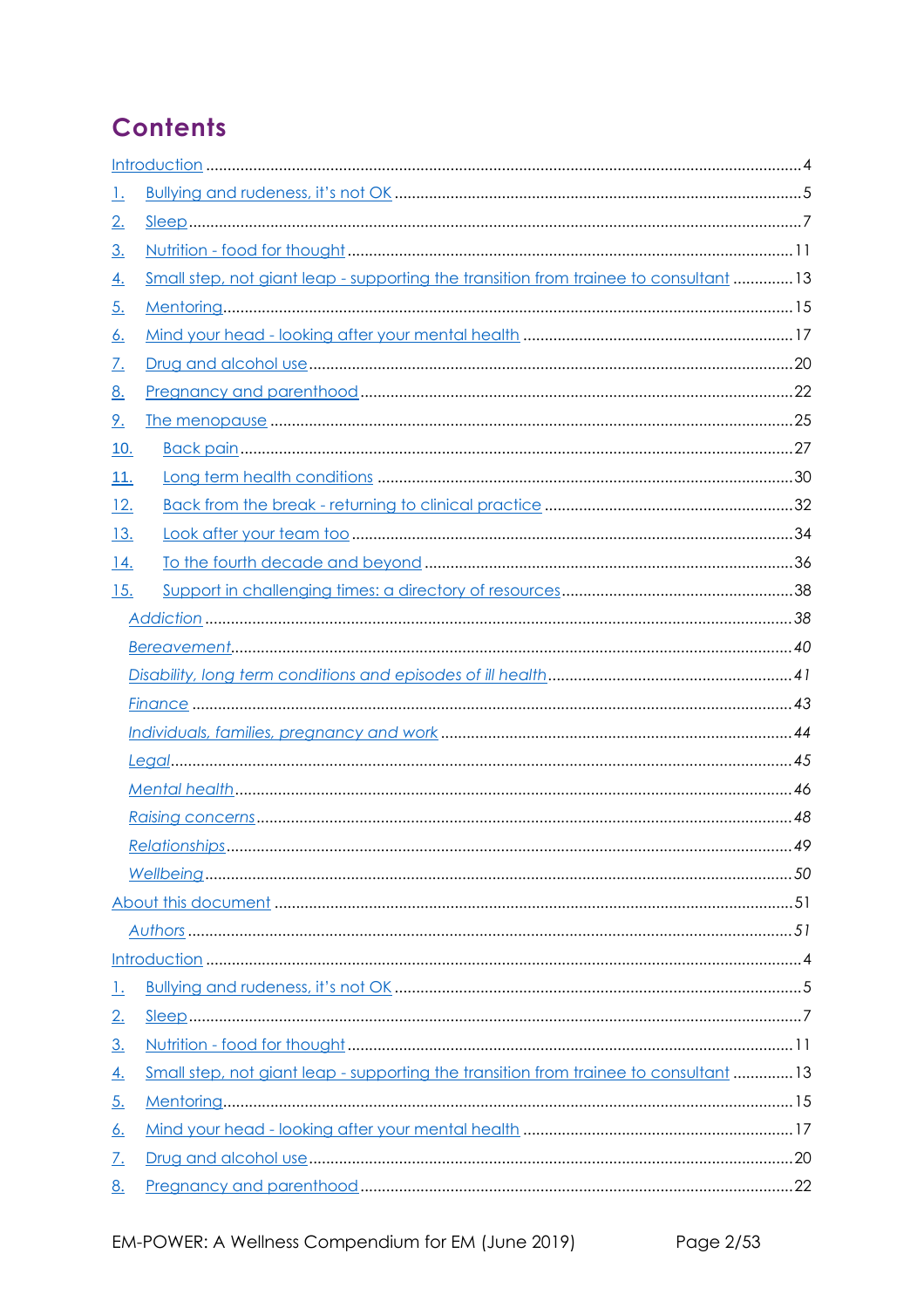# Contents

Introduction ........................................................................................................................4

1. Bullying and rudeness, it's not OK ..............................................................................5
2. Sleep............................................................................................................................7
3. Nutrition - food for thought .......................................................................................11
4. Small step, not giant leap - supporting the transition from trainee to consultant ..............13
5. Mentoring..................................................................................................................15
6. Mind your head - looking after your mental health ....................................................17
7. Drug and alcohol use ...............................................................................................20
8. Pregnancy and parenthood ......................................................................................22
9. The menopause .......................................................................................................25
10. Back pain ..............................................................................................................27
11. Long term health conditions ..................................................................................30
12. Back from the break - returning to clinical practice ..................................................32
13. Look after your team too .......................................................................................34
14. To the fourth decade and beyond .........................................................................36
15. Support in challenging times: a directory of resources..........................................38

   *Addiction* ......................................................................................................38
   *Bereavement*.................................................................................................40
   *Disability, long term conditions and episodes of ill health*...................................41
   *Finance* ..........................................................................................................43
   *Individuals, families, pregnancy and work* .........................................................44
   *Legal*..............................................................................................................45
   *Mental health*..................................................................................................46
   *Raising concerns*............................................................................................48
   *Relationships*..................................................................................................49
   *Wellbeing*.......................................................................................................50

About this document ......................................................................................................51

   *Authors* ..........................................................................................................51

Introduction ........................................................................................................................4

1. Bullying and rudeness, it's not OK ..............................................................................5
2. Sleep............................................................................................................................7
3. Nutrition - food for thought .......................................................................................11
4. Small step, not giant leap - supporting the transition from trainee to consultant ..............13
5. Mentoring..................................................................................................................15
6. Mind your head - looking after your mental health ....................................................17
7. Drug and alcohol use ...............................................................................................20
8. Pregnancy and parenthood ......................................................................................22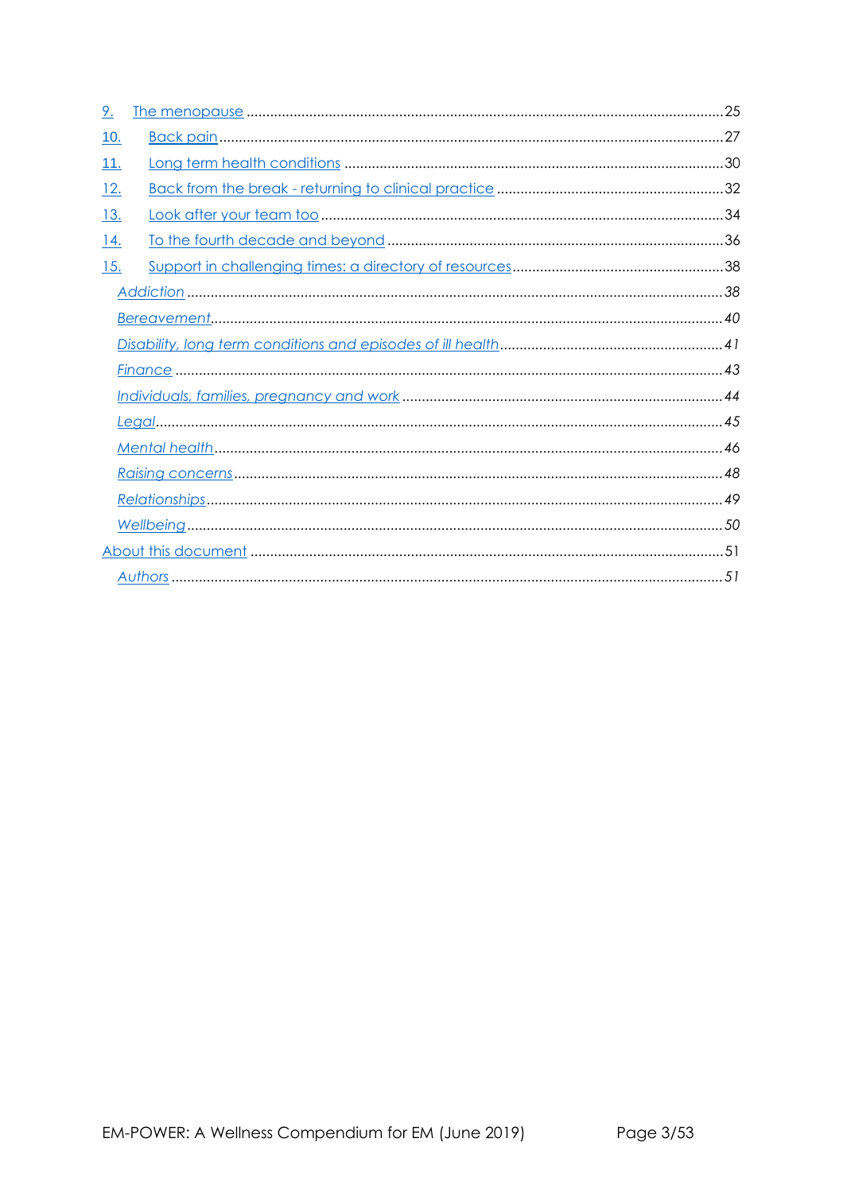9. The menopause ..........25
10. Back pain ..........27
11. Long term health conditions ..........30
12. Back from the break - returning to clinical practice ..........32
13. Look after your team too ..........34
14. To the fourth decade and beyond ..........36
15. Support in challenging times: a directory of resources ..........38
    - *Addiction* ..........38
    - *Bereavement* ..........40
    - *Disability, long term conditions and episodes of ill health* ..........41
    - *Finance* ..........43
    - *Individuals, families, pregnancy and work* ..........44
    - *Legal* ..........45
    - *Mental health* ..........46
    - *Raising concerns* ..........48
    - *Relationships* ..........49
    - *Wellbeing* ..........50

About this document ..........51
  - *Authors* ..........51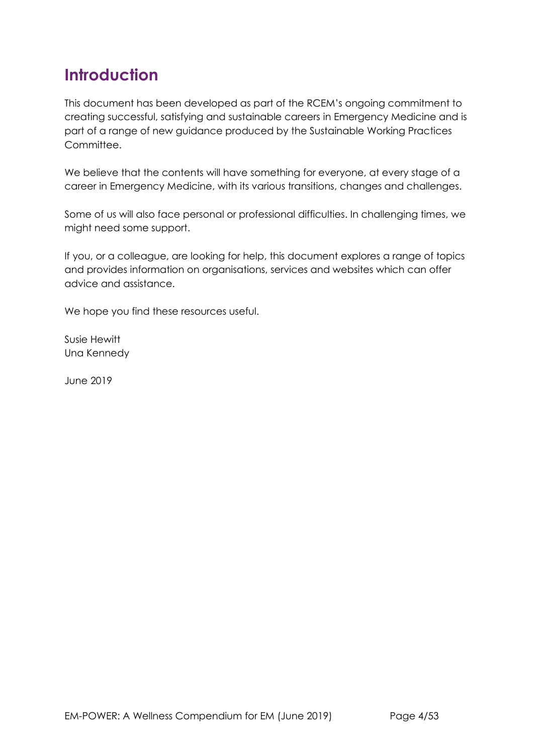# Introduction

This document has been developed as part of the RCEM's ongoing commitment to creating successful, satisfying and sustainable careers in Emergency Medicine and is part of a range of new guidance produced by the Sustainable Working Practices Committee.

We believe that the contents will have something for everyone, at every stage of a career in Emergency Medicine, with its various transitions, changes and challenges.

Some of us will also face personal or professional difficulties. In challenging times, we might need some support.

If you, or a colleague, are looking for help, this document explores a range of topics and provides information on organisations, services and websites which can offer advice and assistance.

We hope you find these resources useful.

Susie Hewitt
Una Kennedy

June 2019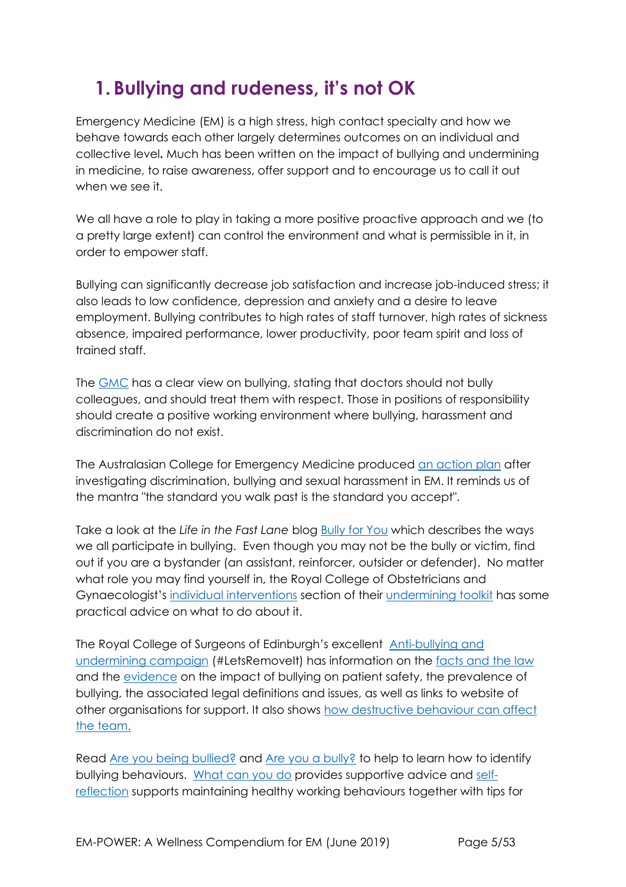# 1. Bullying and rudeness, it's not OK

Emergency Medicine (EM) is a high stress, high contact specialty and how we behave towards each other largely determines outcomes on an individual and collective level**.** Much has been written on the impact of bullying and undermining in medicine, to raise awareness, offer support and to encourage us to call it out when we see it.

We all have a role to play in taking a more positive proactive approach and we (to a pretty large extent) can control the environment and what is permissible in it, in order to empower staff.

Bullying can significantly decrease job satisfaction and increase job-induced stress; it also leads to low confidence, depression and anxiety and a desire to leave employment. Bullying contributes to high rates of staff turnover, high rates of sickness absence, impaired performance, lower productivity, poor team spirit and loss of trained staff.

The GMC has a clear view on bullying, stating that doctors should not bully colleagues, and should treat them with respect. Those in positions of responsibility should create a positive working environment where bullying, harassment and discrimination do not exist.

The Australasian College for Emergency Medicine produced an action plan after investigating discrimination, bullying and sexual harassment in EM. It reminds us of the mantra "the standard you walk past is the standard you accept".

Take a look at the *Life in the Fast Lane* blog Bully for You which describes the ways we all participate in bullying. Even though you may not be the bully or victim, find out if you are a bystander (an assistant, reinforcer, outsider or defender). No matter what role you may find yourself in, the Royal College of Obstetricians and Gynaecologist's individual interventions section of their undermining toolkit has some practical advice on what to do about it.

The Royal College of Surgeons of Edinburgh's excellent Anti-bullying and undermining campaign (#LetsRemoveIt) has information on the facts and the law and the evidence on the impact of bullying on patient safety, the prevalence of bullying, the associated legal definitions and issues, as well as links to website of other organisations for support. It also shows how destructive behaviour can affect the team.

Read Are you being bullied? and Are you a bully? to help to learn how to identify bullying behaviours. What can you do provides supportive advice and self-reflection supports maintaining healthy working behaviours together with tips for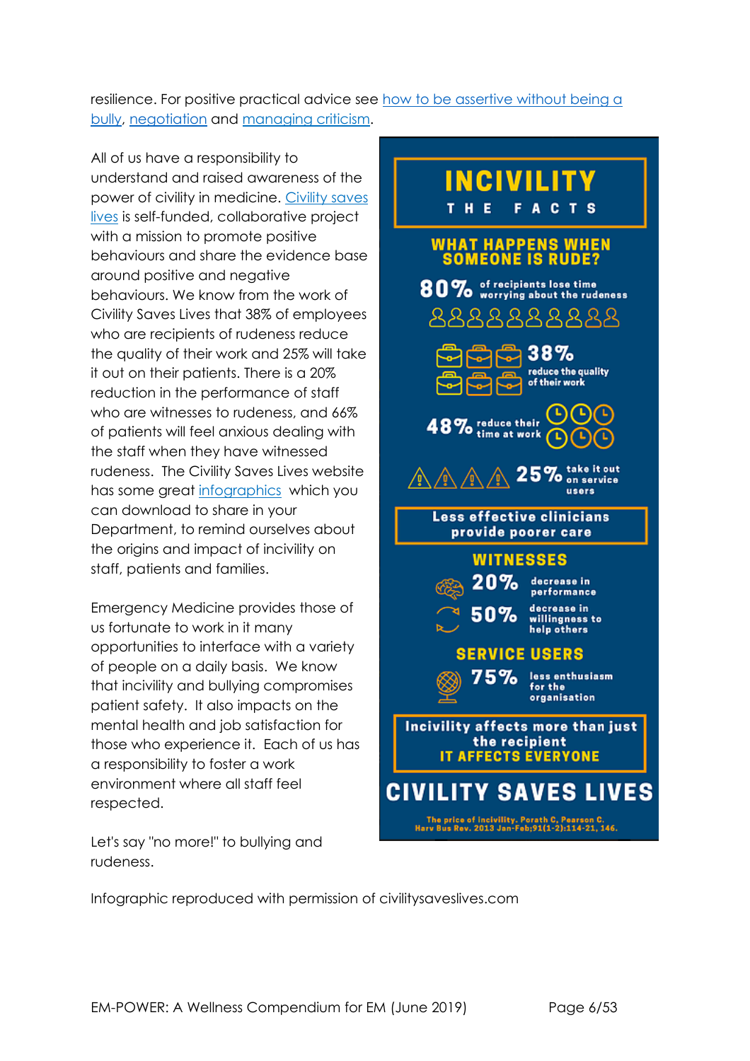resilience. For positive practical advice see how to be assertive without being a bully, negotiation and managing criticism.

All of us have a responsibility to understand and raised awareness of the power of civility in medicine. Civility saves lives is self-funded, collaborative project with a mission to promote positive behaviours and share the evidence base around positive and negative behaviours. We know from the work of Civility Saves Lives that 38% of employees who are recipients of rudeness reduce the quality of their work and 25% will take it out on their patients. There is a 20% reduction in the performance of staff who are witnesses to rudeness, and 66% of patients will feel anxious dealing with the staff when they have witnessed rudeness. The Civility Saves Lives website has some great infographics which you can download to share in your Department, to remind ourselves about the origins and impact of incivility on staff, patients and families.

Emergency Medicine provides those of us fortunate to work in it many opportunities to interface with a variety of people on a daily basis. We know that incivility and bullying compromises patient safety. It also impacts on the mental health and job satisfaction for those who experience it. Each of us has a responsibility to foster a work environment where all staff feel respected.

Let's say "no more!" to bullying and rudeness.

**INCIVILITY**
**THE FACTS**

**WHAT HAPPENS WHEN SOMEONE IS RUDE?**

**80%** of recipients lose time worrying about the rudeness

**38%** reduce the quality of their work

**48%** reduce their time at work

**25%** take it out on service users

**Less effective clinicians provide poorer care**

**WITNESSES**

**20%** decrease in performance

**50%** decrease in willingness to help others

**SERVICE USERS**

**75%** less enthusiasm for the organisation

**Incivility affects more than just the recipient**
**IT AFFECTS EVERYONE**

**CIVILITY SAVES LIVES**

The price of incivility. Porath C, Pearson C. Harv Bus Rev. 2013 Jan-Feb;91(1-2):114-21, 146.

Infographic reproduced with permission of civilitysaveslives.com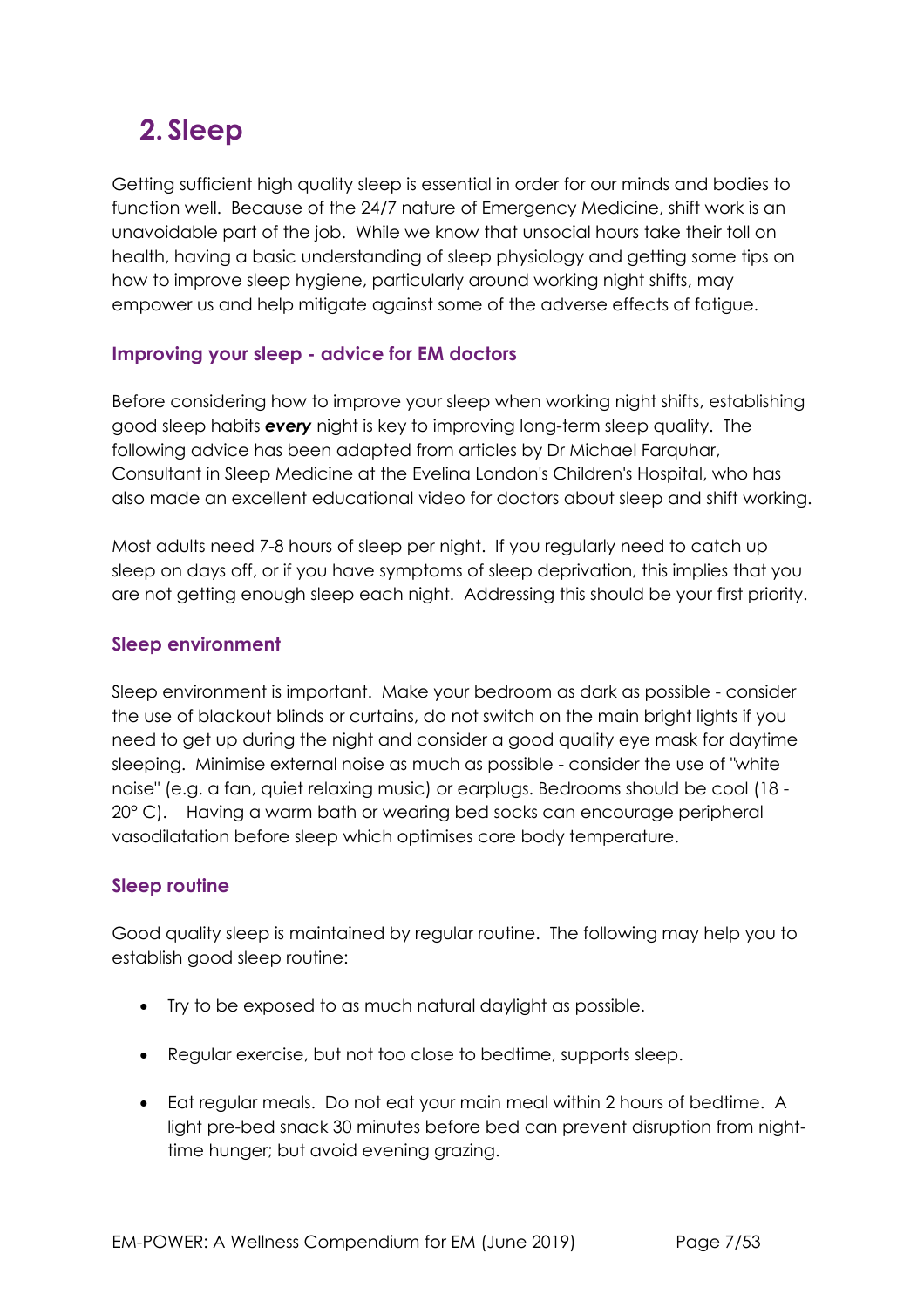## 2. Sleep

Getting sufficient high quality sleep is essential in order for our minds and bodies to function well. Because of the 24/7 nature of Emergency Medicine, shift work is an unavoidable part of the job. While we know that unsocial hours take their toll on health, having a basic understanding of sleep physiology and getting some tips on how to improve sleep hygiene, particularly around working night shifts, may empower us and help mitigate against some of the adverse effects of fatigue.

### Improving your sleep - advice for EM doctors

Before considering how to improve your sleep when working night shifts, establishing good sleep habits ***every*** night is key to improving long-term sleep quality. The following advice has been adapted from articles by Dr Michael Farquhar, Consultant in Sleep Medicine at the Evelina London's Children's Hospital, who has also made an excellent educational video for doctors about sleep and shift working.

Most adults need 7-8 hours of sleep per night. If you regularly need to catch up sleep on days off, or if you have symptoms of sleep deprivation, this implies that you are not getting enough sleep each night. Addressing this should be your first priority.

### Sleep environment

Sleep environment is important. Make your bedroom as dark as possible - consider the use of blackout blinds or curtains, do not switch on the main bright lights if you need to get up during the night and consider a good quality eye mask for daytime sleeping. Minimise external noise as much as possible - consider the use of "white noise" (e.g. a fan, quiet relaxing music) or earplugs. Bedrooms should be cool (18 - 20° C). Having a warm bath or wearing bed socks can encourage peripheral vasodilatation before sleep which optimises core body temperature.

### Sleep routine

Good quality sleep is maintained by regular routine. The following may help you to establish good sleep routine:

- Try to be exposed to as much natural daylight as possible.
- Regular exercise, but not too close to bedtime, supports sleep.
- Eat regular meals. Do not eat your main meal within 2 hours of bedtime. A light pre-bed snack 30 minutes before bed can prevent disruption from night-time hunger; but avoid evening grazing.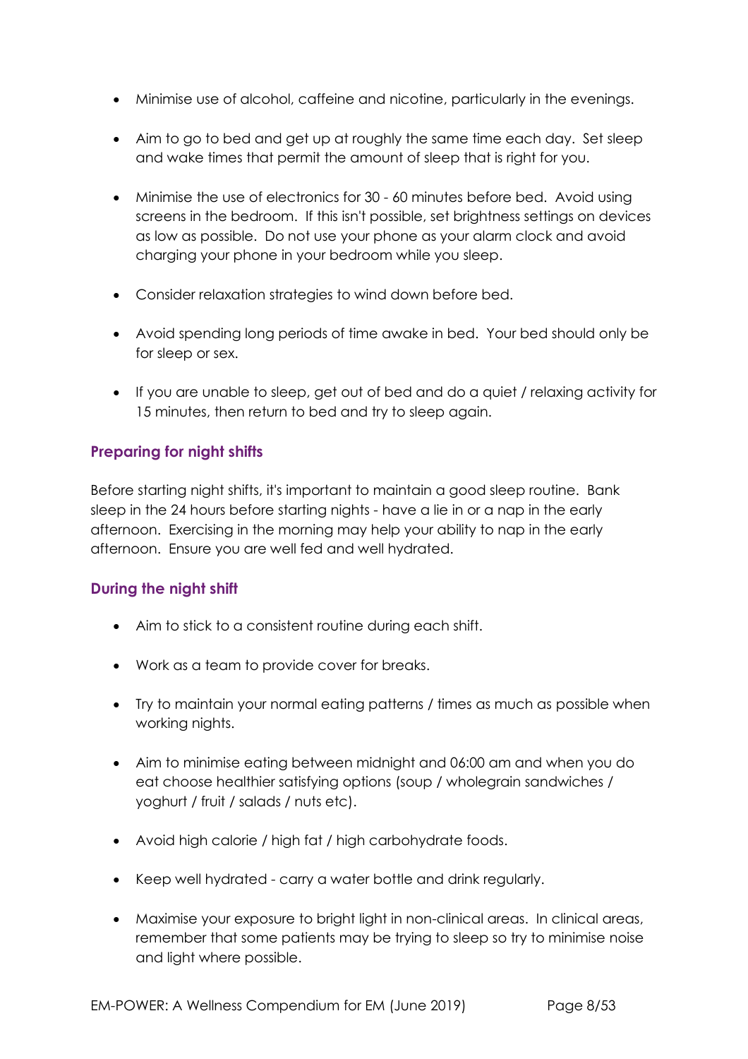- Minimise use of alcohol, caffeine and nicotine, particularly in the evenings.
- Aim to go to bed and get up at roughly the same time each day. Set sleep and wake times that permit the amount of sleep that is right for you.
- Minimise the use of electronics for 30 - 60 minutes before bed. Avoid using screens in the bedroom. If this isn't possible, set brightness settings on devices as low as possible. Do not use your phone as your alarm clock and avoid charging your phone in your bedroom while you sleep.
- Consider relaxation strategies to wind down before bed.
- Avoid spending long periods of time awake in bed. Your bed should only be for sleep or sex.
- If you are unable to sleep, get out of bed and do a quiet / relaxing activity for 15 minutes, then return to bed and try to sleep again.

### Preparing for night shifts

Before starting night shifts, it's important to maintain a good sleep routine. Bank sleep in the 24 hours before starting nights - have a lie in or a nap in the early afternoon. Exercising in the morning may help your ability to nap in the early afternoon. Ensure you are well fed and well hydrated.

### During the night shift

- Aim to stick to a consistent routine during each shift.
- Work as a team to provide cover for breaks.
- Try to maintain your normal eating patterns / times as much as possible when working nights.
- Aim to minimise eating between midnight and 06:00 am and when you do eat choose healthier satisfying options (soup / wholegrain sandwiches / yoghurt / fruit / salads / nuts etc).
- Avoid high calorie / high fat / high carbohydrate foods.
- Keep well hydrated - carry a water bottle and drink regularly.
- Maximise your exposure to bright light in non-clinical areas. In clinical areas, remember that some patients may be trying to sleep so try to minimise noise and light where possible.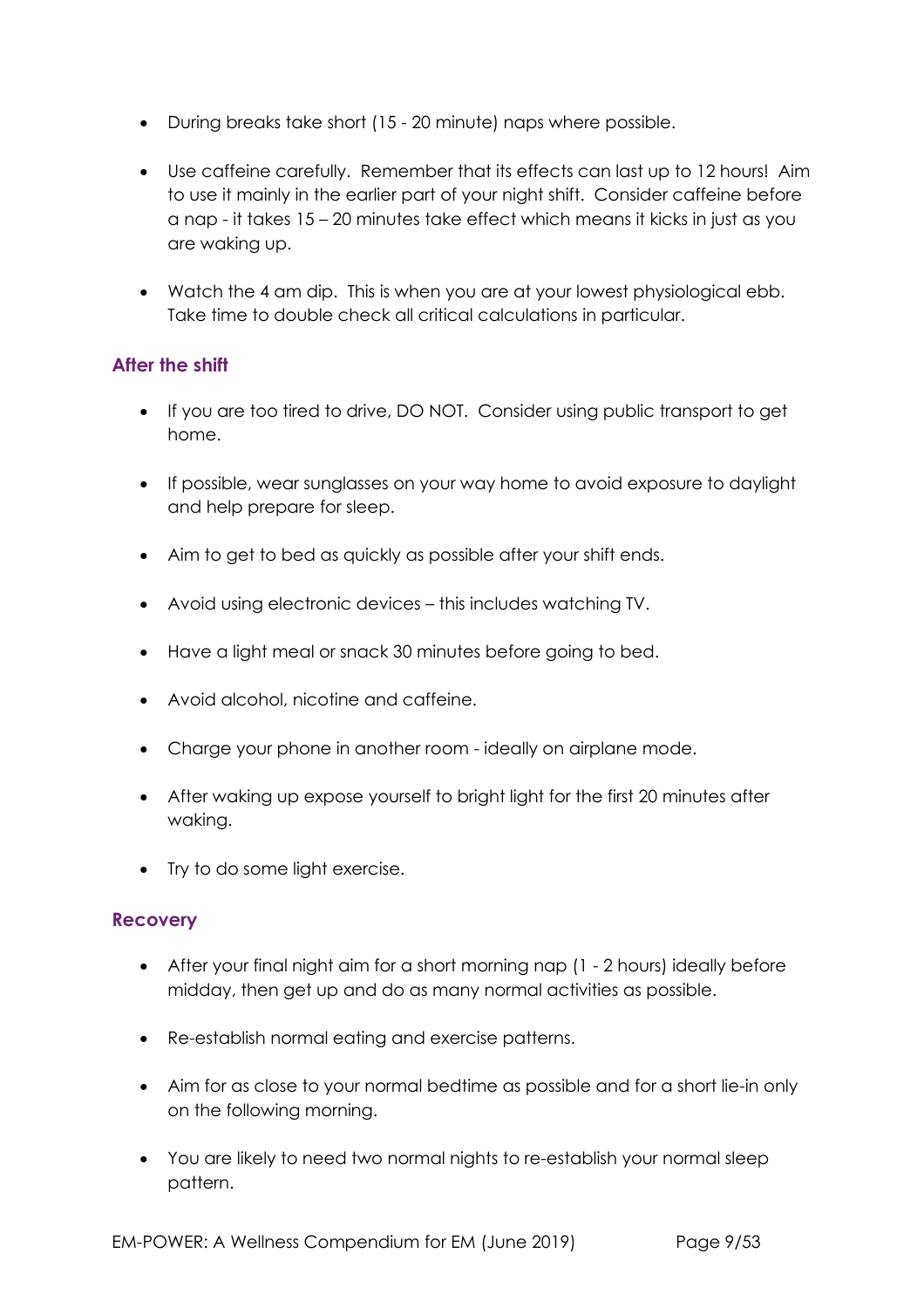- During breaks take short (15 - 20 minute) naps where possible.

- Use caffeine carefully. Remember that its effects can last up to 12 hours! Aim to use it mainly in the earlier part of your night shift. Consider caffeine before a nap - it takes 15 – 20 minutes take effect which means it kicks in just as you are waking up.

- Watch the 4 am dip. This is when you are at your lowest physiological ebb. Take time to double check all critical calculations in particular.

### After the shift

- If you are too tired to drive, DO NOT. Consider using public transport to get home.

- If possible, wear sunglasses on your way home to avoid exposure to daylight and help prepare for sleep.

- Aim to get to bed as quickly as possible after your shift ends.

- Avoid using electronic devices – this includes watching TV.

- Have a light meal or snack 30 minutes before going to bed.

- Avoid alcohol, nicotine and caffeine.

- Charge your phone in another room - ideally on airplane mode.

- After waking up expose yourself to bright light for the first 20 minutes after waking.

- Try to do some light exercise.

### Recovery

- After your final night aim for a short morning nap (1 - 2 hours) ideally before midday, then get up and do as many normal activities as possible.

- Re-establish normal eating and exercise patterns.

- Aim for as close to your normal bedtime as possible and for a short lie-in only on the following morning.

- You are likely to need two normal nights to re-establish your normal sleep pattern.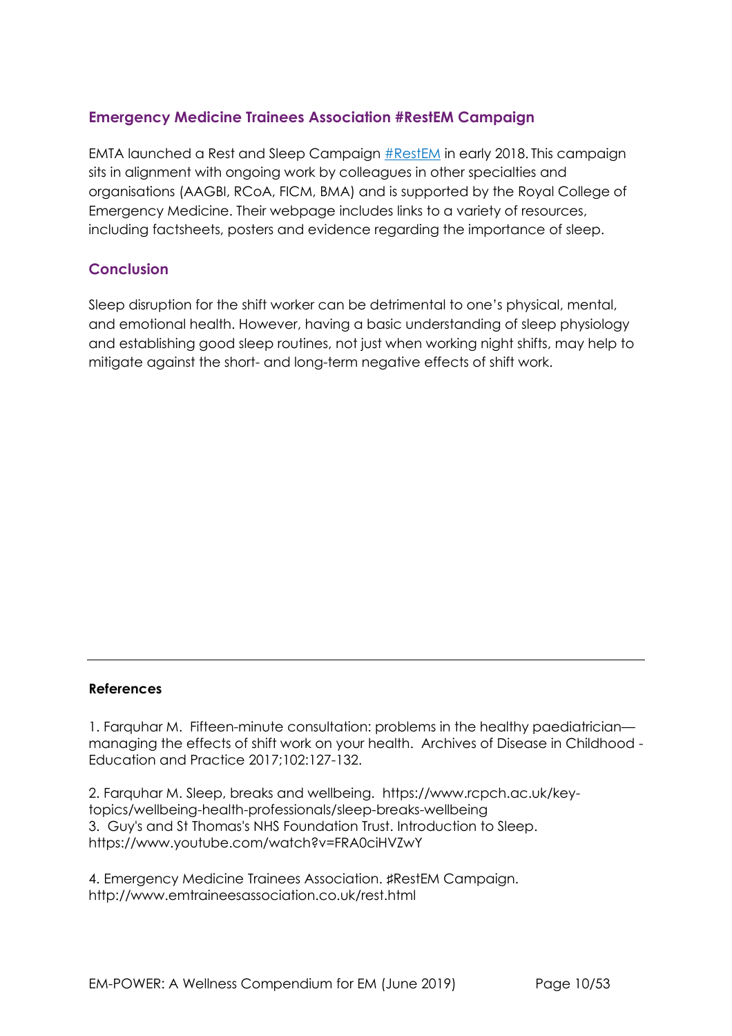### Emergency Medicine Trainees Association #RestEM Campaign

EMTA launched a Rest and Sleep Campaign #RestEM in early 2018. This campaign sits in alignment with ongoing work by colleagues in other specialties and organisations (AAGBI, RCoA, FICM, BMA) and is supported by the Royal College of Emergency Medicine. Their webpage includes links to a variety of resources, including factsheets, posters and evidence regarding the importance of sleep.

### Conclusion

Sleep disruption for the shift worker can be detrimental to one's physical, mental, and emotional health. However, having a basic understanding of sleep physiology and establishing good sleep routines, not just when working night shifts, may help to mitigate against the short- and long-term negative effects of shift work.

---

**References**

1. Farquhar M. Fifteen-minute consultation: problems in the healthy paediatrician—managing the effects of shift work on your health. Archives of Disease in Childhood - Education and Practice 2017;102:127-132.

2. Farquhar M. Sleep, breaks and wellbeing. https://www.rcpch.ac.uk/key-topics/wellbeing-health-professionals/sleep-breaks-wellbeing

3. Guy's and St Thomas's NHS Foundation Trust. Introduction to Sleep. https://www.youtube.com/watch?v=FRA0ciHVZwY

4. Emergency Medicine Trainees Association. ♯RestEM Campaign. http://www.emtraineesassociation.co.uk/rest.html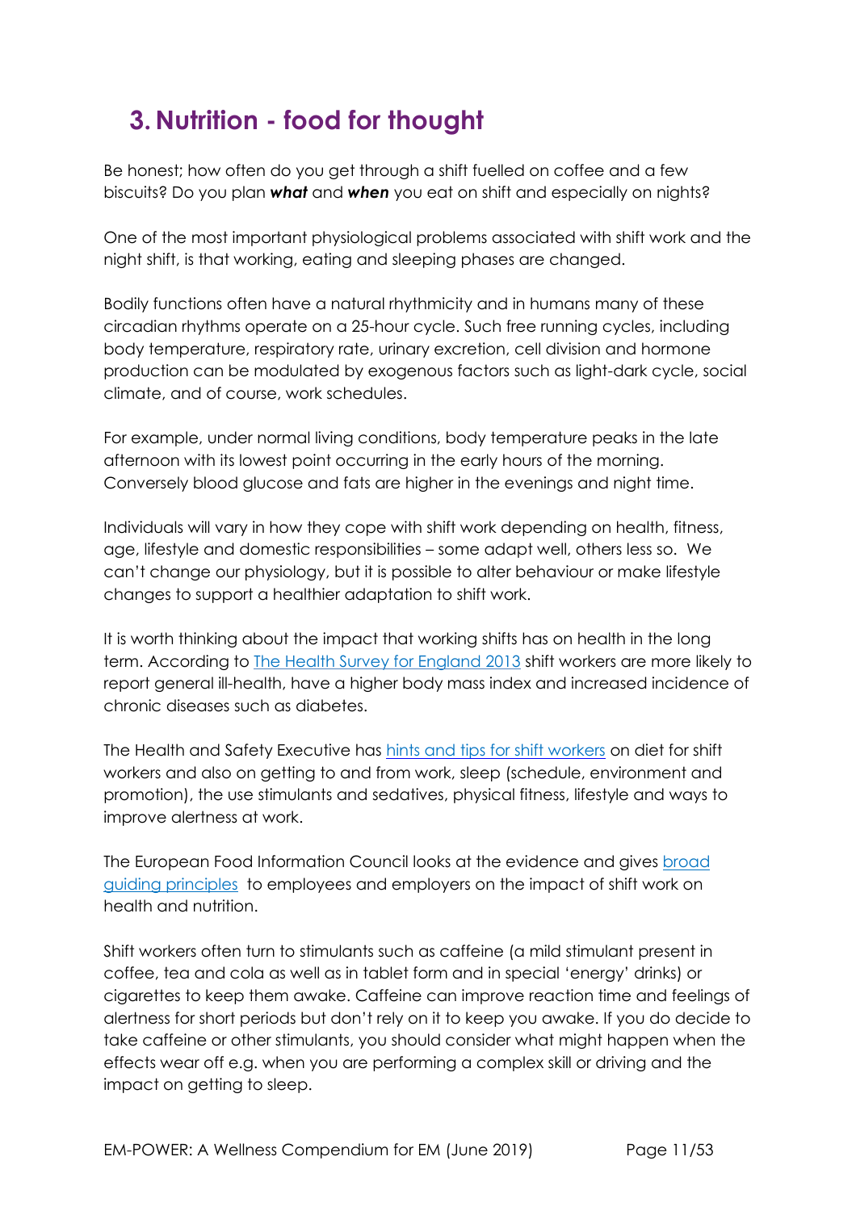## 3. Nutrition - food for thought

Be honest; how often do you get through a shift fuelled on coffee and a few biscuits? Do you plan ***what*** and ***when*** you eat on shift and especially on nights?

One of the most important physiological problems associated with shift work and the night shift, is that working, eating and sleeping phases are changed.

Bodily functions often have a natural rhythmicity and in humans many of these circadian rhythms operate on a 25-hour cycle. Such free running cycles, including body temperature, respiratory rate, urinary excretion, cell division and hormone production can be modulated by exogenous factors such as light-dark cycle, social climate, and of course, work schedules.

For example, under normal living conditions, body temperature peaks in the late afternoon with its lowest point occurring in the early hours of the morning. Conversely blood glucose and fats are higher in the evenings and night time.

Individuals will vary in how they cope with shift work depending on health, fitness, age, lifestyle and domestic responsibilities – some adapt well, others less so. We can't change our physiology, but it is possible to alter behaviour or make lifestyle changes to support a healthier adaptation to shift work.

It is worth thinking about the impact that working shifts has on health in the long term. According to The Health Survey for England 2013 shift workers are more likely to report general ill-health, have a higher body mass index and increased incidence of chronic diseases such as diabetes.

The Health and Safety Executive has hints and tips for shift workers on diet for shift workers and also on getting to and from work, sleep (schedule, environment and promotion), the use stimulants and sedatives, physical fitness, lifestyle and ways to improve alertness at work.

The European Food Information Council looks at the evidence and gives broad guiding principles to employees and employers on the impact of shift work on health and nutrition.

Shift workers often turn to stimulants such as caffeine (a mild stimulant present in coffee, tea and cola as well as in tablet form and in special 'energy' drinks) or cigarettes to keep them awake. Caffeine can improve reaction time and feelings of alertness for short periods but don't rely on it to keep you awake. If you do decide to take caffeine or other stimulants, you should consider what might happen when the effects wear off e.g. when you are performing a complex skill or driving and the impact on getting to sleep.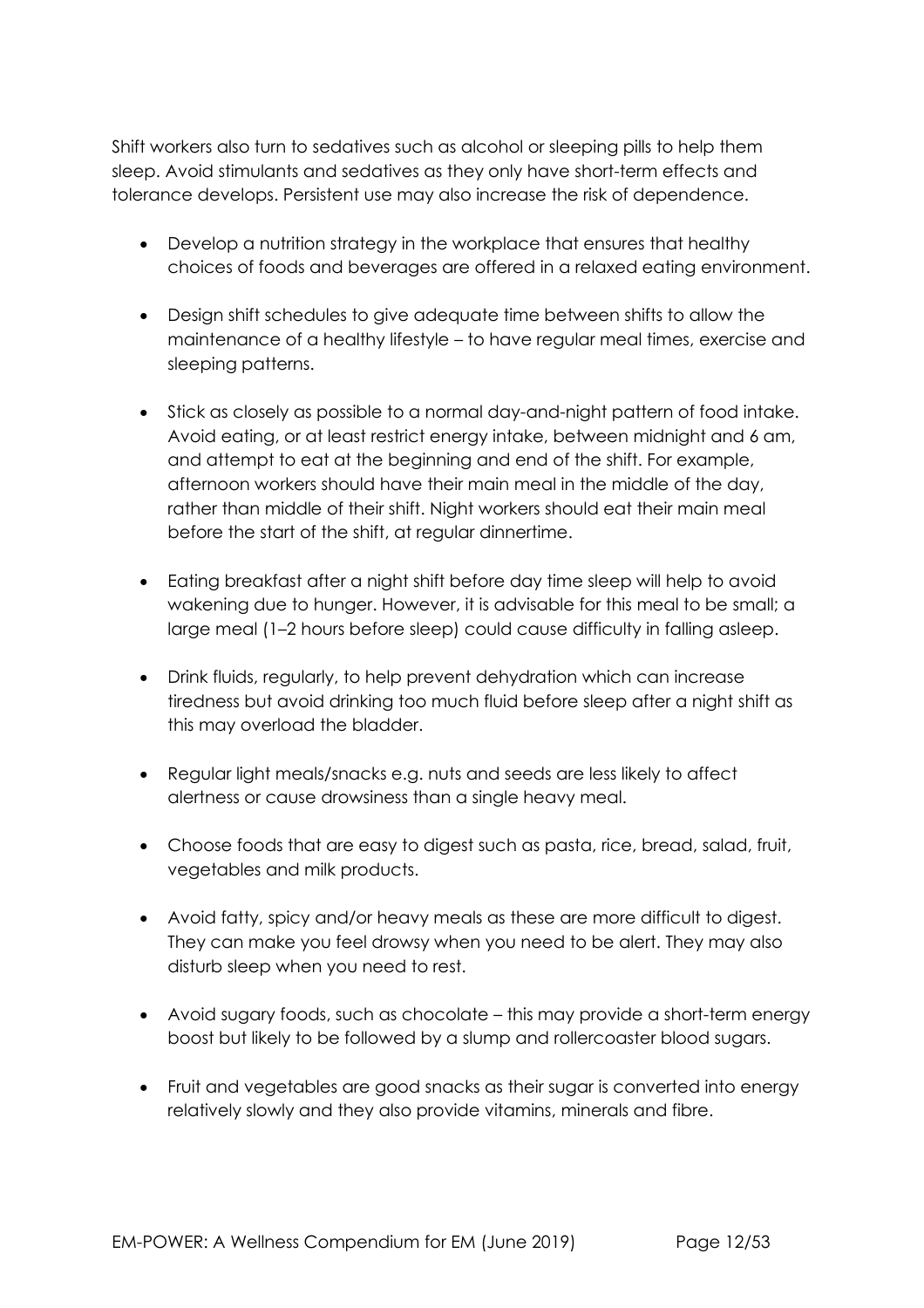Shift workers also turn to sedatives such as alcohol or sleeping pills to help them sleep. Avoid stimulants and sedatives as they only have short-term effects and tolerance develops. Persistent use may also increase the risk of dependence.

- Develop a nutrition strategy in the workplace that ensures that healthy choices of foods and beverages are offered in a relaxed eating environment.

- Design shift schedules to give adequate time between shifts to allow the maintenance of a healthy lifestyle – to have regular meal times, exercise and sleeping patterns.

- Stick as closely as possible to a normal day-and-night pattern of food intake. Avoid eating, or at least restrict energy intake, between midnight and 6 am, and attempt to eat at the beginning and end of the shift. For example, afternoon workers should have their main meal in the middle of the day, rather than middle of their shift. Night workers should eat their main meal before the start of the shift, at regular dinnertime.

- Eating breakfast after a night shift before day time sleep will help to avoid wakening due to hunger. However, it is advisable for this meal to be small; a large meal (1–2 hours before sleep) could cause difficulty in falling asleep.

- Drink fluids, regularly, to help prevent dehydration which can increase tiredness but avoid drinking too much fluid before sleep after a night shift as this may overload the bladder.

- Regular light meals/snacks e.g. nuts and seeds are less likely to affect alertness or cause drowsiness than a single heavy meal.

- Choose foods that are easy to digest such as pasta, rice, bread, salad, fruit, vegetables and milk products.

- Avoid fatty, spicy and/or heavy meals as these are more difficult to digest. They can make you feel drowsy when you need to be alert. They may also disturb sleep when you need to rest.

- Avoid sugary foods, such as chocolate – this may provide a short-term energy boost but likely to be followed by a slump and rollercoaster blood sugars.

- Fruit and vegetables are good snacks as their sugar is converted into energy relatively slowly and they also provide vitamins, minerals and fibre.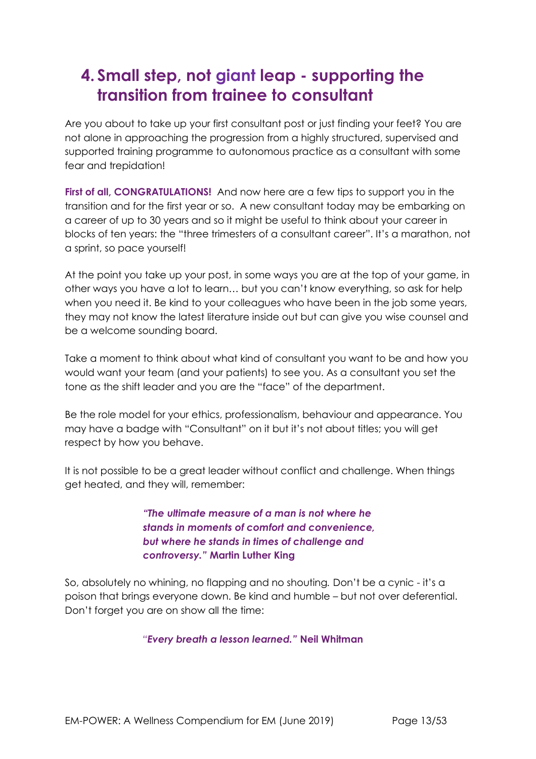## 4. Small step, not giant leap - supporting the transition from trainee to consultant

Are you about to take up your first consultant post or just finding your feet? You are not alone in approaching the progression from a highly structured, supervised and supported training programme to autonomous practice as a consultant with some fear and trepidation!

**First of all, CONGRATULATIONS!** And now here are a few tips to support you in the transition and for the first year or so. A new consultant today may be embarking on a career of up to 30 years and so it might be useful to think about your career in blocks of ten years: the "three trimesters of a consultant career". It's a marathon, not a sprint, so pace yourself!

At the point you take up your post, in some ways you are at the top of your game, in other ways you have a lot to learn… but you can't know everything, so ask for help when you need it. Be kind to your colleagues who have been in the job some years, they may not know the latest literature inside out but can give you wise counsel and be a welcome sounding board.

Take a moment to think about what kind of consultant you want to be and how you would want your team (and your patients) to see you. As a consultant you set the tone as the shift leader and you are the "face" of the department.

Be the role model for your ethics, professionalism, behaviour and appearance. You may have a badge with "Consultant" on it but it's not about titles; you will get respect by how you behave.

It is not possible to be a great leader without conflict and challenge. When things get heated, and they will, remember:

> ***"The ultimate measure of a man is not where he stands in moments of comfort and convenience, but where he stands in times of challenge and controversy."*** **Martin Luther King**

So, absolutely no whining, no flapping and no shouting. Don't be a cynic - it's a poison that brings everyone down. Be kind and humble – but not over deferential. Don't forget you are on show all the time:

> ***"Every breath a lesson learned."*** **Neil Whitman**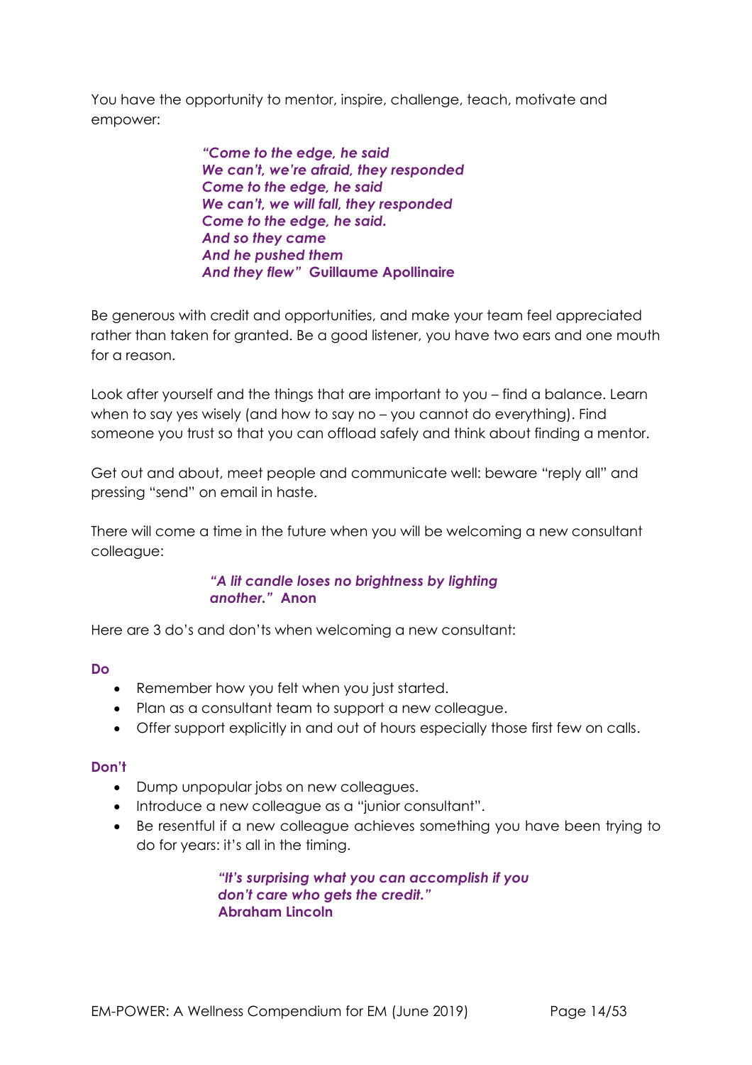You have the opportunity to mentor, inspire, challenge, teach, motivate and empower:

> ***"Come to the edge, he said***
> ***We can't, we're afraid, they responded***
> ***Come to the edge, he said***
> ***We can't, we will fall, they responded***
> ***Come to the edge, he said.***
> ***And so they came***
> ***And he pushed them***
> ***And they flew"*** **Guillaume Apollinaire**

Be generous with credit and opportunities, and make your team feel appreciated rather than taken for granted. Be a good listener, you have two ears and one mouth for a reason.

Look after yourself and the things that are important to you – find a balance. Learn when to say yes wisely (and how to say no – you cannot do everything). Find someone you trust so that you can offload safely and think about finding a mentor.

Get out and about, meet people and communicate well: beware "reply all" and pressing "send" on email in haste.

There will come a time in the future when you will be welcoming a new consultant colleague:

> ***"A lit candle loses no brightness by lighting another."*** **Anon**

Here are 3 do's and don'ts when welcoming a new consultant:

**Do**

- Remember how you felt when you just started.
- Plan as a consultant team to support a new colleague.
- Offer support explicitly in and out of hours especially those first few on calls.

**Don't**

- Dump unpopular jobs on new colleagues.
- Introduce a new colleague as a "junior consultant".
- Be resentful if a new colleague achieves something you have been trying to do for years: it's all in the timing.

> ***"It's surprising what you can accomplish if you don't care who gets the credit."***
> **Abraham Lincoln**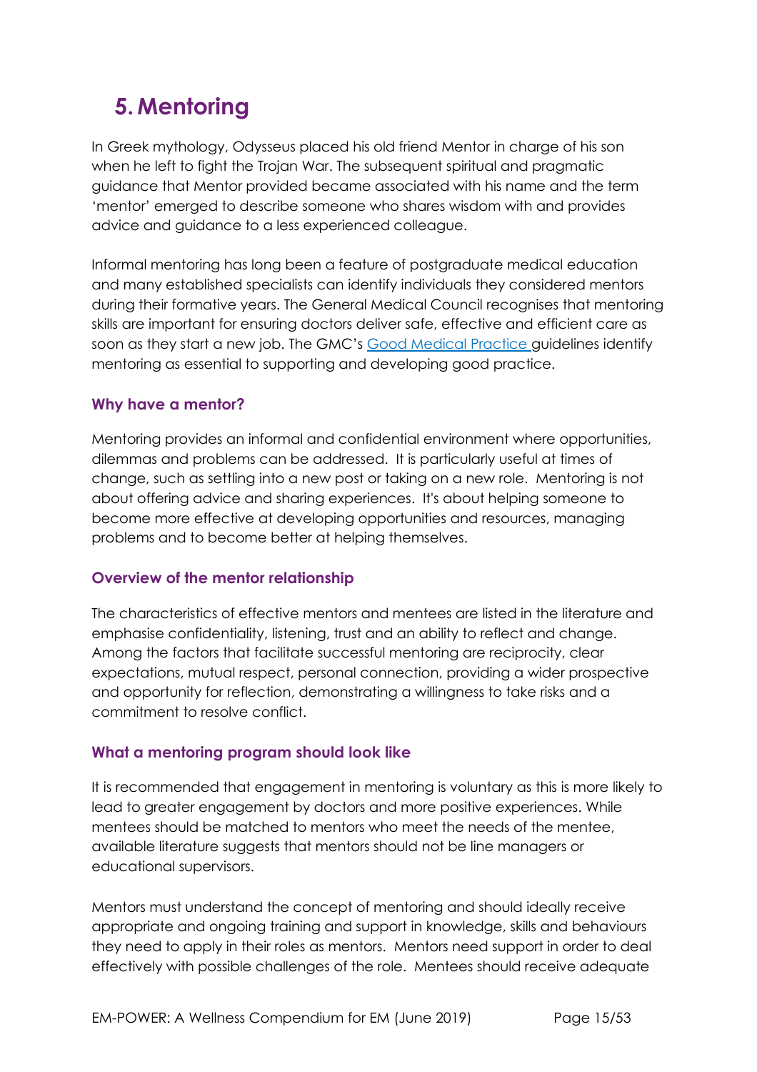# 5. Mentoring

In Greek mythology, Odysseus placed his old friend Mentor in charge of his son when he left to fight the Trojan War. The subsequent spiritual and pragmatic guidance that Mentor provided became associated with his name and the term 'mentor' emerged to describe someone who shares wisdom with and provides advice and guidance to a less experienced colleague.

Informal mentoring has long been a feature of postgraduate medical education and many established specialists can identify individuals they considered mentors during their formative years. The General Medical Council recognises that mentoring skills are important for ensuring doctors deliver safe, effective and efficient care as soon as they start a new job. The GMC's [Good Medical Practice](Good Medical Practice) guidelines identify mentoring as essential to supporting and developing good practice.

### Why have a mentor?

Mentoring provides an informal and confidential environment where opportunities, dilemmas and problems can be addressed. It is particularly useful at times of change, such as settling into a new post or taking on a new role. Mentoring is not about offering advice and sharing experiences. It's about helping someone to become more effective at developing opportunities and resources, managing problems and to become better at helping themselves.

### Overview of the mentor relationship

The characteristics of effective mentors and mentees are listed in the literature and emphasise confidentiality, listening, trust and an ability to reflect and change. Among the factors that facilitate successful mentoring are reciprocity, clear expectations, mutual respect, personal connection, providing a wider prospective and opportunity for reflection, demonstrating a willingness to take risks and a commitment to resolve conflict.

### What a mentoring program should look like

It is recommended that engagement in mentoring is voluntary as this is more likely to lead to greater engagement by doctors and more positive experiences. While mentees should be matched to mentors who meet the needs of the mentee, available literature suggests that mentors should not be line managers or educational supervisors.

Mentors must understand the concept of mentoring and should ideally receive appropriate and ongoing training and support in knowledge, skills and behaviours they need to apply in their roles as mentors. Mentors need support in order to deal effectively with possible challenges of the role. Mentees should receive adequate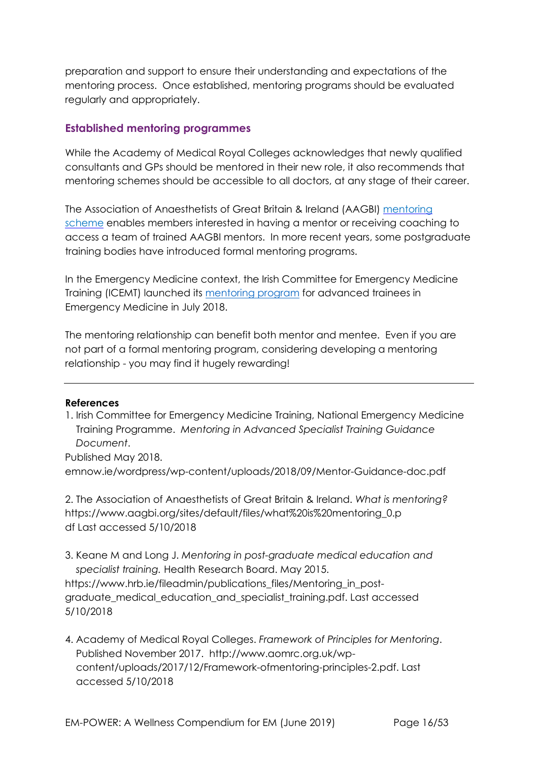preparation and support to ensure their understanding and expectations of the mentoring process. Once established, mentoring programs should be evaluated regularly and appropriately.

## Established mentoring programmes

While the Academy of Medical Royal Colleges acknowledges that newly qualified consultants and GPs should be mentored in their new role, it also recommends that mentoring schemes should be accessible to all doctors, at any stage of their career.

The Association of Anaesthetists of Great Britain & Ireland (AAGBI) mentoring scheme enables members interested in having a mentor or receiving coaching to access a team of trained AAGBI mentors. In more recent years, some postgraduate training bodies have introduced formal mentoring programs.

In the Emergency Medicine context, the Irish Committee for Emergency Medicine Training (ICEMT) launched its mentoring program for advanced trainees in Emergency Medicine in July 2018.

The mentoring relationship can benefit both mentor and mentee. Even if you are not part of a formal mentoring program, considering developing a mentoring relationship - you may find it hugely rewarding!

---

**References**

1. Irish Committee for Emergency Medicine Training, National Emergency Medicine Training Programme. *Mentoring in Advanced Specialist Training Guidance Document*.

Published May 2018.
emnow.ie/wordpress/wp-content/uploads/2018/09/Mentor-Guidance-doc.pdf

2. The Association of Anaesthetists of Great Britain & Ireland. *What is mentoring?* https://www.aagbi.org/sites/default/files/what%20is%20mentoring_0.pdf Last accessed 5/10/2018

3. Keane M and Long J. *Mentoring in post-graduate medical education and specialist training.* Health Research Board. May 2015. https://www.hrb.ie/fileadmin/publications_files/Mentoring_in_post-graduate_medical_education_and_specialist_training.pdf. Last accessed 5/10/2018

4. Academy of Medical Royal Colleges. *Framework of Principles for Mentoring*. Published November 2017. http://www.aomrc.org.uk/wp-content/uploads/2017/12/Framework-ofmentoring-principles-2.pdf. Last accessed 5/10/2018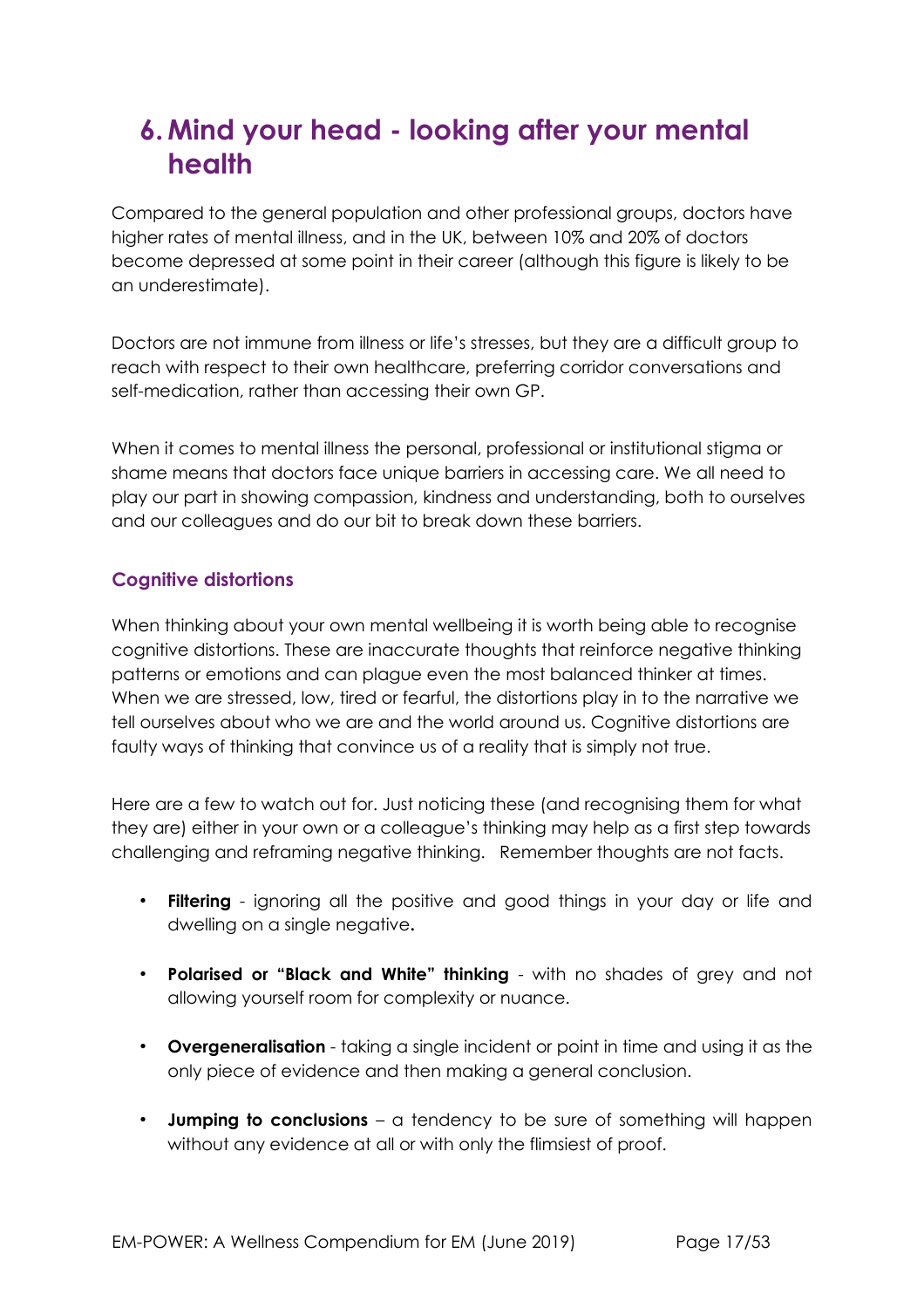# 6. Mind your head - looking after your mental health

Compared to the general population and other professional groups, doctors have higher rates of mental illness, and in the UK, between 10% and 20% of doctors become depressed at some point in their career (although this figure is likely to be an underestimate).

Doctors are not immune from illness or life's stresses, but they are a difficult group to reach with respect to their own healthcare, preferring corridor conversations and self-medication, rather than accessing their own GP.

When it comes to mental illness the personal, professional or institutional stigma or shame means that doctors face unique barriers in accessing care. We all need to play our part in showing compassion, kindness and understanding, both to ourselves and our colleagues and do our bit to break down these barriers.

## Cognitive distortions

When thinking about your own mental wellbeing it is worth being able to recognise cognitive distortions. These are inaccurate thoughts that reinforce negative thinking patterns or emotions and can plague even the most balanced thinker at times. When we are stressed, low, tired or fearful, the distortions play in to the narrative we tell ourselves about who we are and the world around us. Cognitive distortions are faulty ways of thinking that convince us of a reality that is simply not true.

Here are a few to watch out for. Just noticing these (and recognising them for what they are) either in your own or a colleague's thinking may help as a first step towards challenging and reframing negative thinking. Remember thoughts are not facts.

- **Filtering** - ignoring all the positive and good things in your day or life and dwelling on a single negative**.**
- **Polarised or "Black and White" thinking** - with no shades of grey and not allowing yourself room for complexity or nuance.
- **Overgeneralisation** - taking a single incident or point in time and using it as the only piece of evidence and then making a general conclusion.
- **Jumping to conclusions** – a tendency to be sure of something will happen without any evidence at all or with only the flimsiest of proof.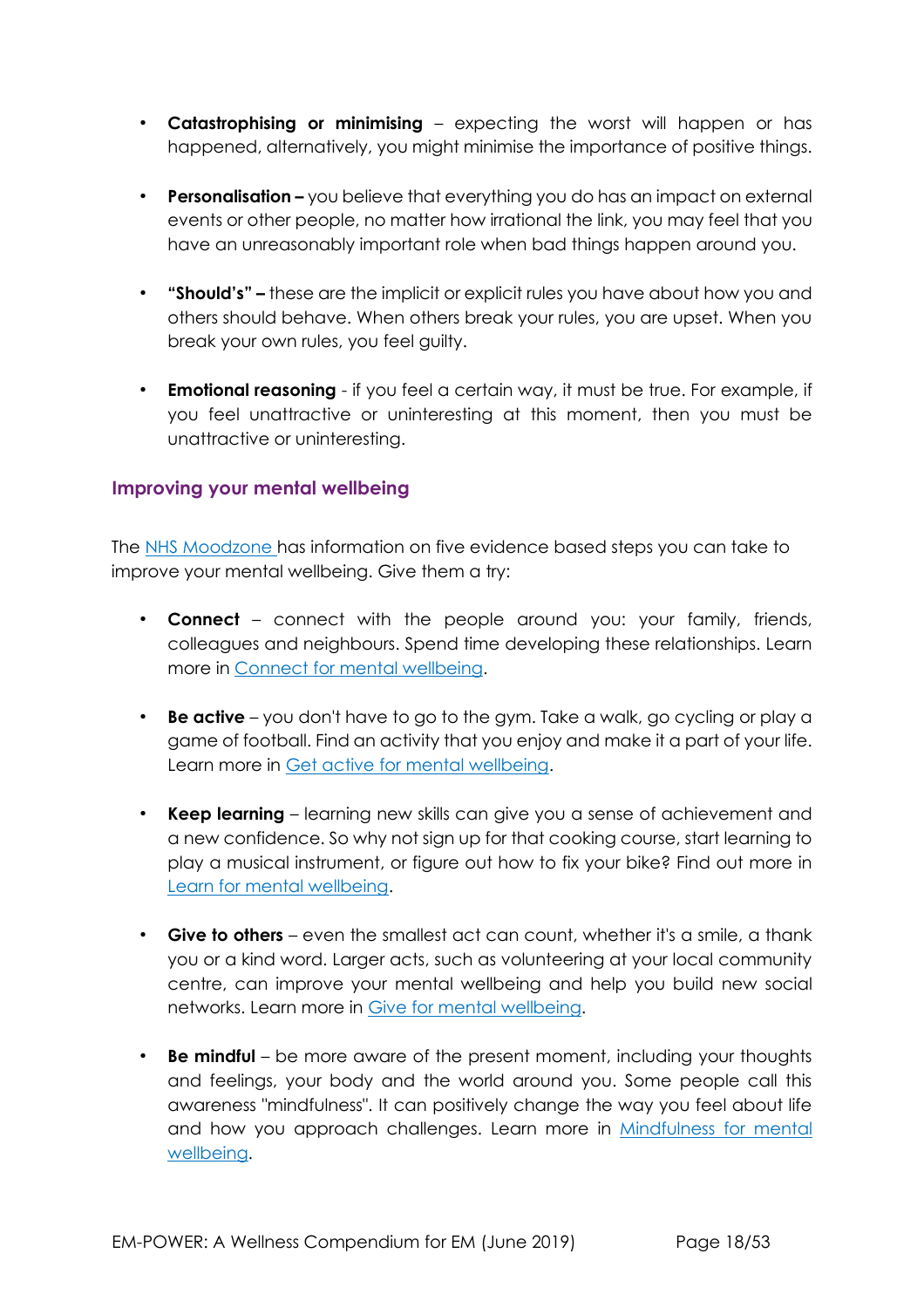- **Catastrophising or minimising** – expecting the worst will happen or has happened, alternatively, you might minimise the importance of positive things.

- **Personalisation –** you believe that everything you do has an impact on external events or other people, no matter how irrational the link, you may feel that you have an unreasonably important role when bad things happen around you.

- **"Should's" –** these are the implicit or explicit rules you have about how you and others should behave. When others break your rules, you are upset. When you break your own rules, you feel guilty.

- **Emotional reasoning** - if you feel a certain way, it must be true. For example, if you feel unattractive or uninteresting at this moment, then you must be unattractive or uninteresting.

### Improving your mental wellbeing

The NHS Moodzone has information on five evidence based steps you can take to improve your mental wellbeing. Give them a try:

- **Connect** – connect with the people around you: your family, friends, colleagues and neighbours. Spend time developing these relationships. Learn more in Connect for mental wellbeing.

- **Be active** – you don't have to go to the gym. Take a walk, go cycling or play a game of football. Find an activity that you enjoy and make it a part of your life. Learn more in Get active for mental wellbeing.

- **Keep learning** – learning new skills can give you a sense of achievement and a new confidence. So why not sign up for that cooking course, start learning to play a musical instrument, or figure out how to fix your bike? Find out more in Learn for mental wellbeing.

- **Give to others** – even the smallest act can count, whether it's a smile, a thank you or a kind word. Larger acts, such as volunteering at your local community centre, can improve your mental wellbeing and help you build new social networks. Learn more in Give for mental wellbeing.

- **Be mindful** – be more aware of the present moment, including your thoughts and feelings, your body and the world around you. Some people call this awareness "mindfulness". It can positively change the way you feel about life and how you approach challenges. Learn more in Mindfulness for mental wellbeing.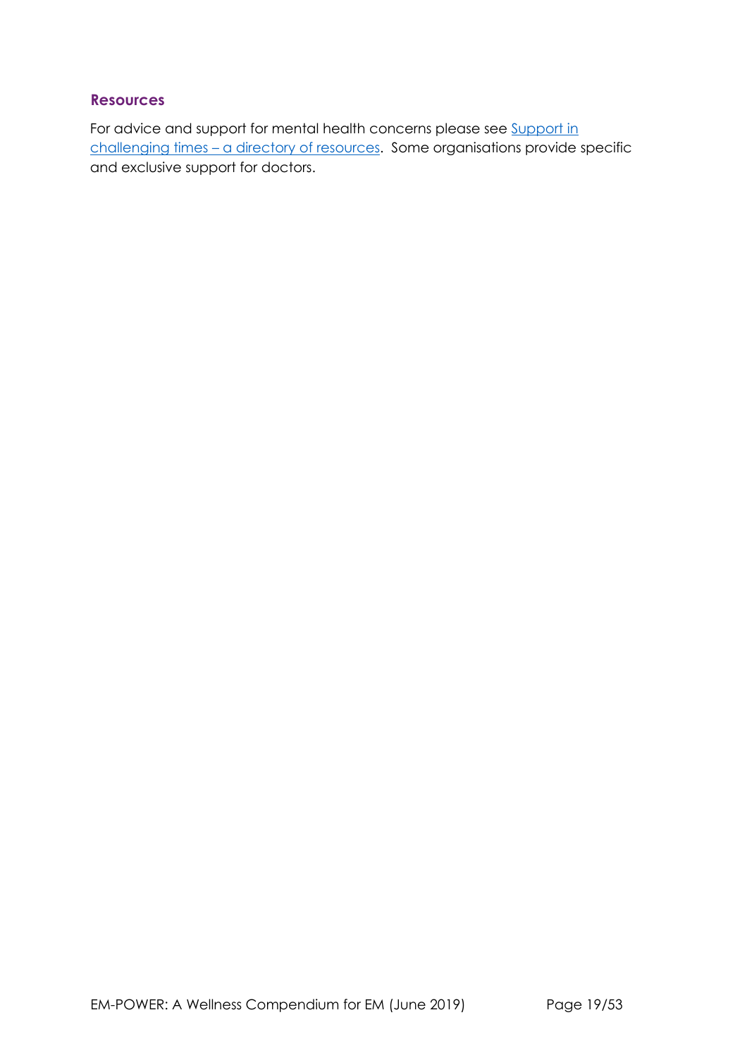### Resources

For advice and support for mental health concerns please see [Support in challenging times – a directory of resources](). Some organisations provide specific and exclusive support for doctors.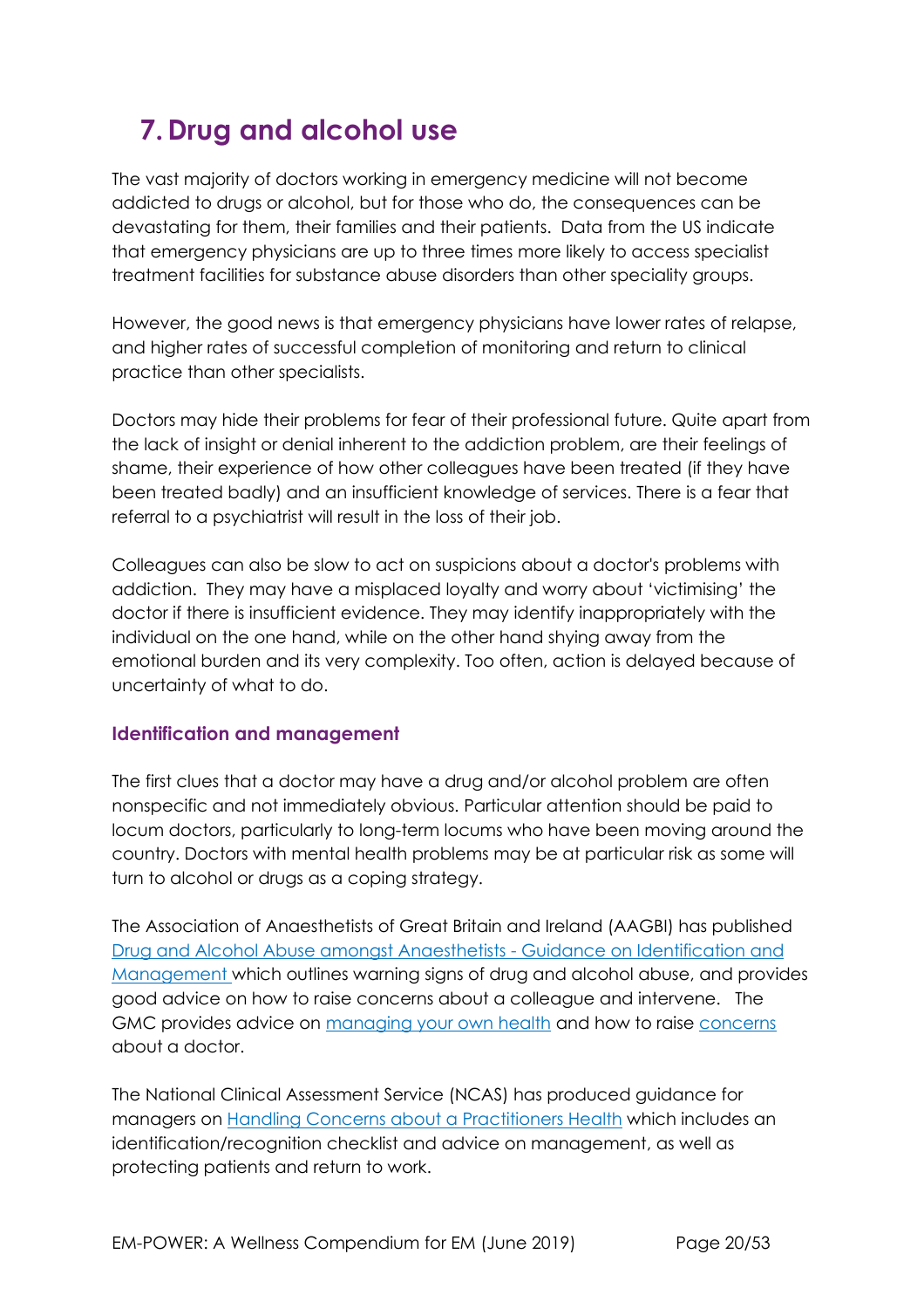# 7. Drug and alcohol use

The vast majority of doctors working in emergency medicine will not become addicted to drugs or alcohol, but for those who do, the consequences can be devastating for them, their families and their patients. Data from the US indicate that emergency physicians are up to three times more likely to access specialist treatment facilities for substance abuse disorders than other speciality groups.

However, the good news is that emergency physicians have lower rates of relapse, and higher rates of successful completion of monitoring and return to clinical practice than other specialists.

Doctors may hide their problems for fear of their professional future. Quite apart from the lack of insight or denial inherent to the addiction problem, are their feelings of shame, their experience of how other colleagues have been treated (if they have been treated badly) and an insufficient knowledge of services. There is a fear that referral to a psychiatrist will result in the loss of their job.

Colleagues can also be slow to act on suspicions about a doctor's problems with addiction. They may have a misplaced loyalty and worry about 'victimising' the doctor if there is insufficient evidence. They may identify inappropriately with the individual on the one hand, while on the other hand shying away from the emotional burden and its very complexity. Too often, action is delayed because of uncertainty of what to do.

### Identification and management

The first clues that a doctor may have a drug and/or alcohol problem are often nonspecific and not immediately obvious. Particular attention should be paid to locum doctors, particularly to long-term locums who have been moving around the country. Doctors with mental health problems may be at particular risk as some will turn to alcohol or drugs as a coping strategy.

The Association of Anaesthetists of Great Britain and Ireland (AAGBI) has published Drug and Alcohol Abuse amongst Anaesthetists - Guidance on Identification and Management which outlines warning signs of drug and alcohol abuse, and provides good advice on how to raise concerns about a colleague and intervene. The GMC provides advice on managing your own health and how to raise concerns about a doctor.

The National Clinical Assessment Service (NCAS) has produced guidance for managers on Handling Concerns about a Practitioners Health which includes an identification/recognition checklist and advice on management, as well as protecting patients and return to work.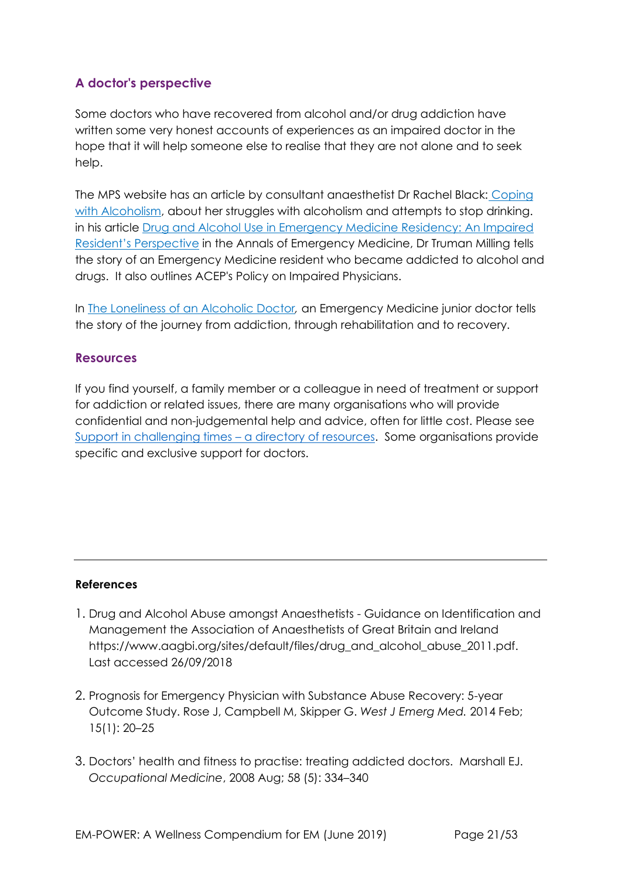## A doctor's perspective

Some doctors who have recovered from alcohol and/or drug addiction have written some very honest accounts of experiences as an impaired doctor in the hope that it will help someone else to realise that they are not alone and to seek help.

The MPS website has an article by consultant anaesthetist Dr Rachel Black: Coping with Alcoholism, about her struggles with alcoholism and attempts to stop drinking. in his article Drug and Alcohol Use in Emergency Medicine Residency: An Impaired Resident's Perspective in the Annals of Emergency Medicine, Dr Truman Milling tells the story of an Emergency Medicine resident who became addicted to alcohol and drugs. It also outlines ACEP's Policy on Impaired Physicians.

In The Loneliness of an Alcoholic Doctor, an Emergency Medicine junior doctor tells the story of the journey from addiction, through rehabilitation and to recovery.

## Resources

If you find yourself, a family member or a colleague in need of treatment or support for addiction or related issues, there are many organisations who will provide confidential and non-judgemental help and advice, often for little cost. Please see Support in challenging times – a directory of resources. Some organisations provide specific and exclusive support for doctors.

---

**References**

1. Drug and Alcohol Abuse amongst Anaesthetists - Guidance on Identification and Management the Association of Anaesthetists of Great Britain and Ireland https://www.aagbi.org/sites/default/files/drug_and_alcohol_abuse_2011.pdf. Last accessed 26/09/2018

2. Prognosis for Emergency Physician with Substance Abuse Recovery: 5-year Outcome Study. Rose J, Campbell M, Skipper G. *West J Emerg Med.* 2014 Feb; 15(1): 20–25

3. Doctors' health and fitness to practise: treating addicted doctors. Marshall EJ. *Occupational Medicine*, 2008 Aug; 58 (5): 334–340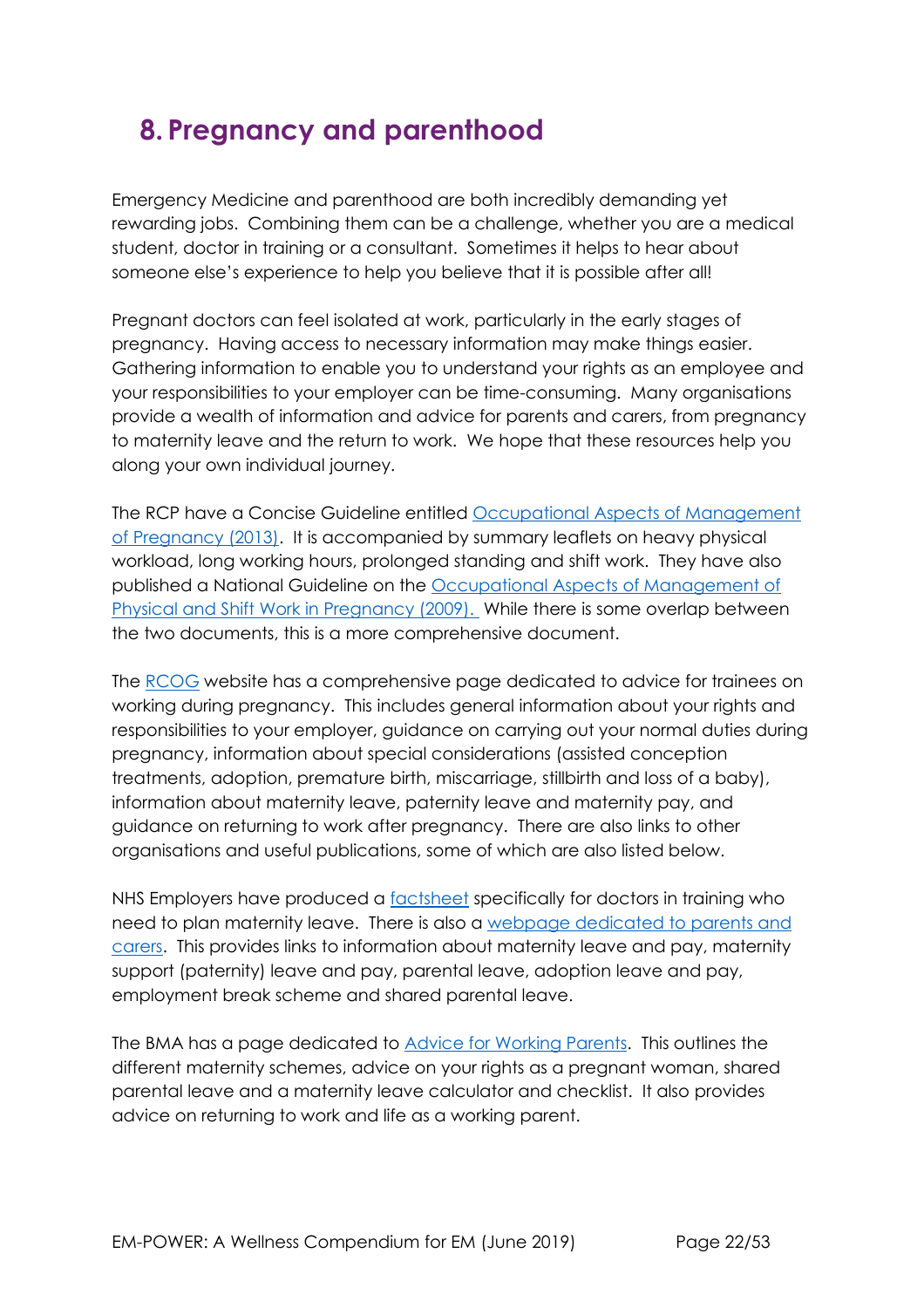# 8. Pregnancy and parenthood

Emergency Medicine and parenthood are both incredibly demanding yet rewarding jobs. Combining them can be a challenge, whether you are a medical student, doctor in training or a consultant. Sometimes it helps to hear about someone else's experience to help you believe that it is possible after all!

Pregnant doctors can feel isolated at work, particularly in the early stages of pregnancy. Having access to necessary information may make things easier. Gathering information to enable you to understand your rights as an employee and your responsibilities to your employer can be time-consuming. Many organisations provide a wealth of information and advice for parents and carers, from pregnancy to maternity leave and the return to work. We hope that these resources help you along your own individual journey.

The RCP have a Concise Guideline entitled Occupational Aspects of Management of Pregnancy (2013). It is accompanied by summary leaflets on heavy physical workload, long working hours, prolonged standing and shift work. They have also published a National Guideline on the Occupational Aspects of Management of Physical and Shift Work in Pregnancy (2009). While there is some overlap between the two documents, this is a more comprehensive document.

The RCOG website has a comprehensive page dedicated to advice for trainees on working during pregnancy. This includes general information about your rights and responsibilities to your employer, guidance on carrying out your normal duties during pregnancy, information about special considerations (assisted conception treatments, adoption, premature birth, miscarriage, stillbirth and loss of a baby), information about maternity leave, paternity leave and maternity pay, and guidance on returning to work after pregnancy. There are also links to other organisations and useful publications, some of which are also listed below.

NHS Employers have produced a factsheet specifically for doctors in training who need to plan maternity leave. There is also a webpage dedicated to parents and carers. This provides links to information about maternity leave and pay, maternity support (paternity) leave and pay, parental leave, adoption leave and pay, employment break scheme and shared parental leave.

The BMA has a page dedicated to Advice for Working Parents. This outlines the different maternity schemes, advice on your rights as a pregnant woman, shared parental leave and a maternity leave calculator and checklist. It also provides advice on returning to work and life as a working parent.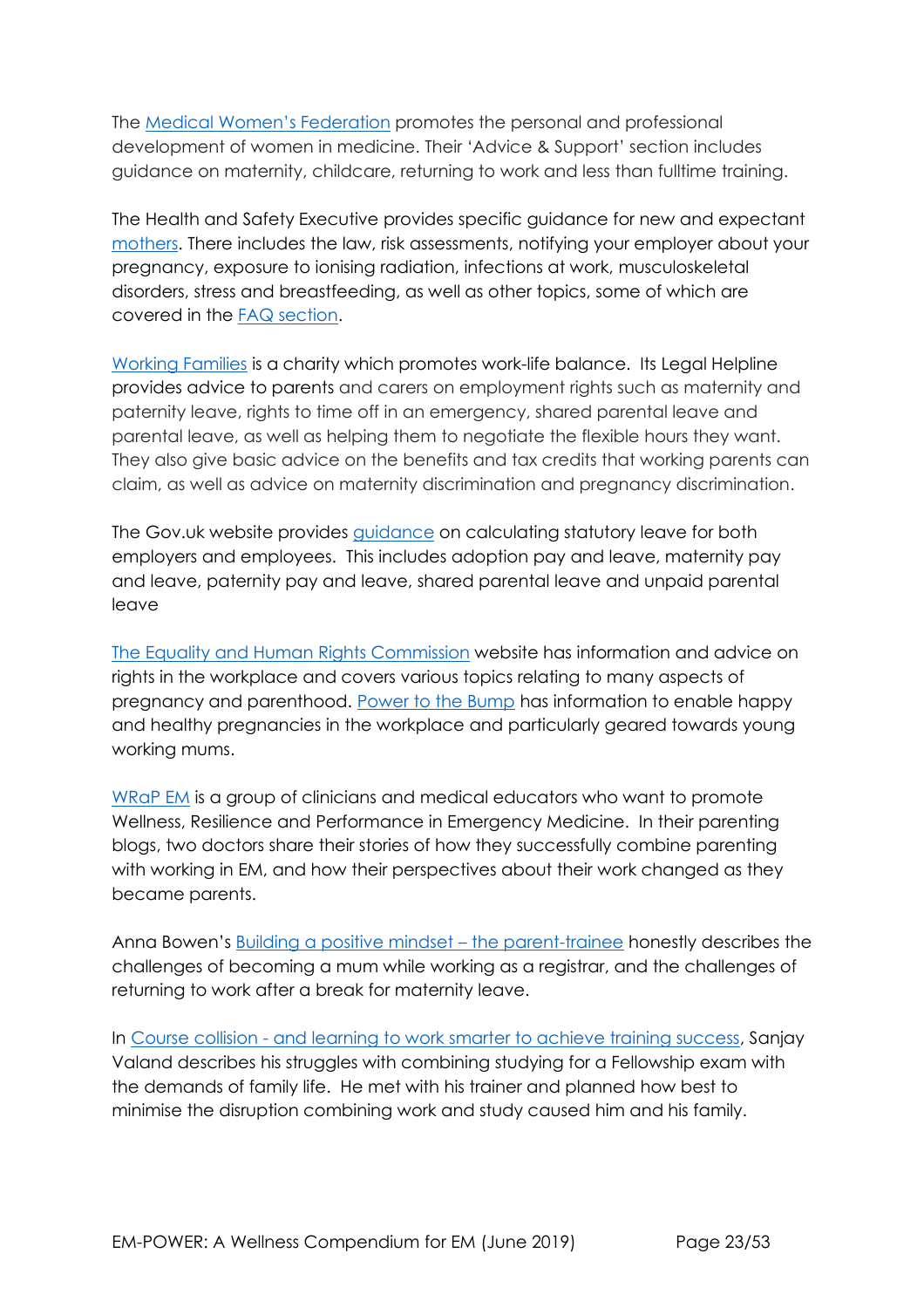The Medical Women's Federation promotes the personal and professional development of women in medicine. Their 'Advice & Support' section includes guidance on maternity, childcare, returning to work and less than fulltime training.

The Health and Safety Executive provides specific guidance for new and expectant mothers. There includes the law, risk assessments, notifying your employer about your pregnancy, exposure to ionising radiation, infections at work, musculoskeletal disorders, stress and breastfeeding, as well as other topics, some of which are covered in the FAQ section.

Working Families is a charity which promotes work-life balance. Its Legal Helpline provides advice to parents and carers on employment rights such as maternity and paternity leave, rights to time off in an emergency, shared parental leave and parental leave, as well as helping them to negotiate the flexible hours they want. They also give basic advice on the benefits and tax credits that working parents can claim, as well as advice on maternity discrimination and pregnancy discrimination.

The Gov.uk website provides guidance on calculating statutory leave for both employers and employees. This includes adoption pay and leave, maternity pay and leave, paternity pay and leave, shared parental leave and unpaid parental leave

The Equality and Human Rights Commission website has information and advice on rights in the workplace and covers various topics relating to many aspects of pregnancy and parenthood. Power to the Bump has information to enable happy and healthy pregnancies in the workplace and particularly geared towards young working mums.

WRaP EM is a group of clinicians and medical educators who want to promote Wellness, Resilience and Performance in Emergency Medicine. In their parenting blogs, two doctors share their stories of how they successfully combine parenting with working in EM, and how their perspectives about their work changed as they became parents.

Anna Bowen's Building a positive mindset – the parent-trainee honestly describes the challenges of becoming a mum while working as a registrar, and the challenges of returning to work after a break for maternity leave.

In Course collision - and learning to work smarter to achieve training success, Sanjay Valand describes his struggles with combining studying for a Fellowship exam with the demands of family life. He met with his trainer and planned how best to minimise the disruption combining work and study caused him and his family.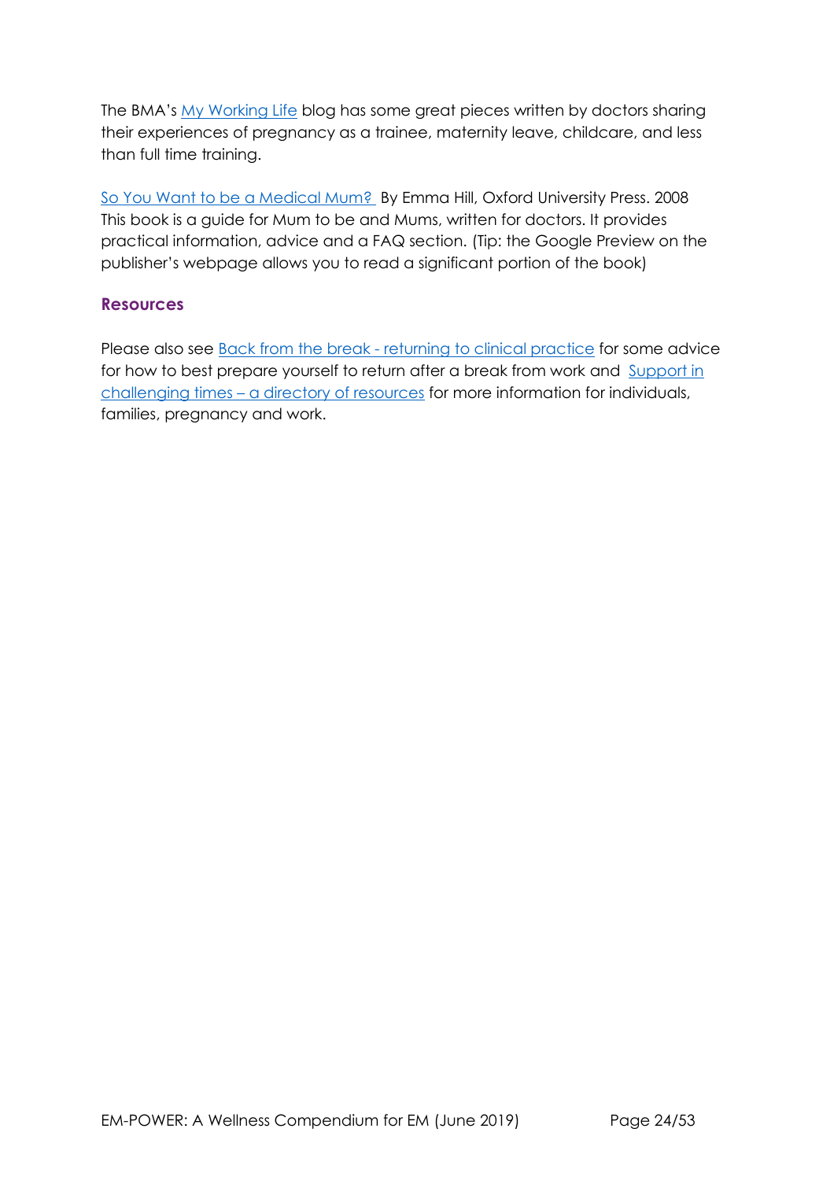The BMA's My Working Life blog has some great pieces written by doctors sharing their experiences of pregnancy as a trainee, maternity leave, childcare, and less than full time training.

So You Want to be a Medical Mum? By Emma Hill, Oxford University Press. 2008
This book is a guide for Mum to be and Mums, written for doctors. It provides practical information, advice and a FAQ section. (Tip: the Google Preview on the publisher's webpage allows you to read a significant portion of the book)

## Resources

Please also see Back from the break - returning to clinical practice for some advice for how to best prepare yourself to return after a break from work and Support in challenging times – a directory of resources for more information for individuals, families, pregnancy and work.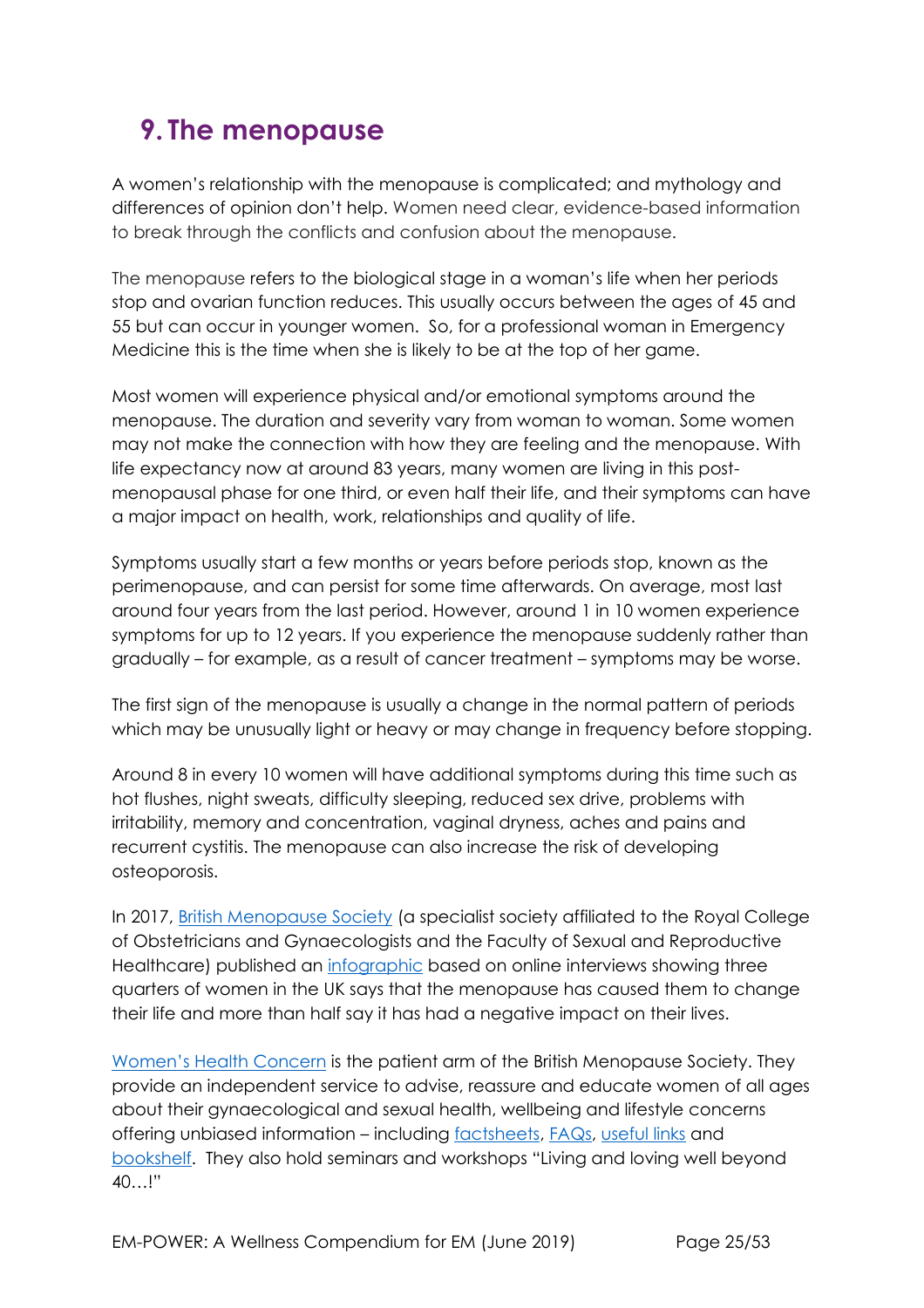## 9. The menopause

A women's relationship with the menopause is complicated; and mythology and differences of opinion don't help. Women need clear, evidence-based information to break through the conflicts and confusion about the menopause.

The menopause refers to the biological stage in a woman's life when her periods stop and ovarian function reduces. This usually occurs between the ages of 45 and 55 but can occur in younger women. So, for a professional woman in Emergency Medicine this is the time when she is likely to be at the top of her game.

Most women will experience physical and/or emotional symptoms around the menopause. The duration and severity vary from woman to woman. Some women may not make the connection with how they are feeling and the menopause. With life expectancy now at around 83 years, many women are living in this post-menopausal phase for one third, or even half their life, and their symptoms can have a major impact on health, work, relationships and quality of life.

Symptoms usually start a few months or years before periods stop, known as the perimenopause, and can persist for some time afterwards. On average, most last around four years from the last period. However, around 1 in 10 women experience symptoms for up to 12 years. If you experience the menopause suddenly rather than gradually – for example, as a result of cancer treatment – symptoms may be worse.

The first sign of the menopause is usually a change in the normal pattern of periods which may be unusually light or heavy or may change in frequency before stopping.

Around 8 in every 10 women will have additional symptoms during this time such as hot flushes, night sweats, difficulty sleeping, reduced sex drive, problems with irritability, memory and concentration, vaginal dryness, aches and pains and recurrent cystitis. The menopause can also increase the risk of developing osteoporosis.

In 2017, British Menopause Society (a specialist society affiliated to the Royal College of Obstetricians and Gynaecologists and the Faculty of Sexual and Reproductive Healthcare) published an infographic based on online interviews showing three quarters of women in the UK says that the menopause has caused them to change their life and more than half say it has had a negative impact on their lives.

Women's Health Concern is the patient arm of the British Menopause Society. They provide an independent service to advise, reassure and educate women of all ages about their gynaecological and sexual health, wellbeing and lifestyle concerns offering unbiased information – including factsheets, FAQs, useful links and bookshelf. They also hold seminars and workshops "Living and loving well beyond 40…!"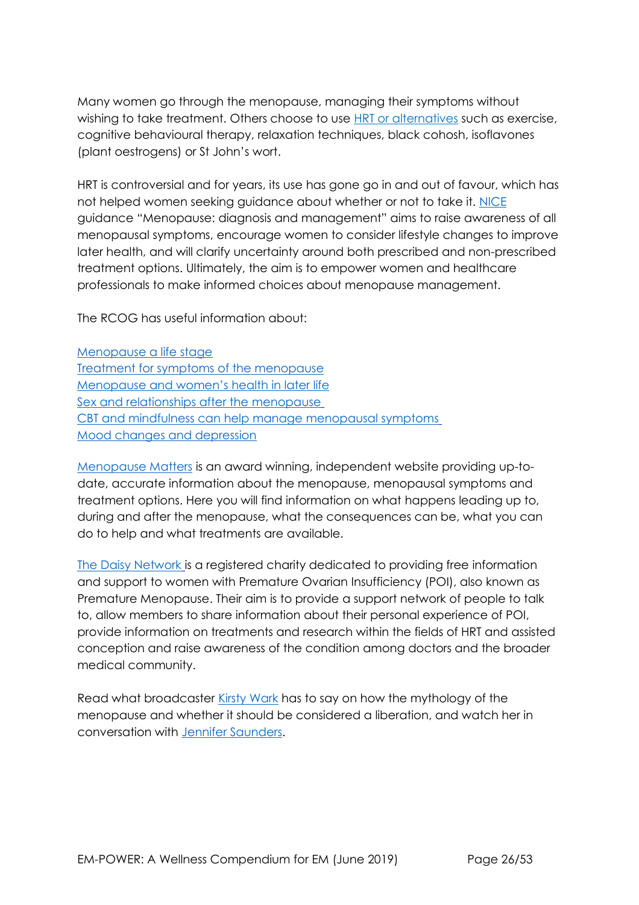Many women go through the menopause, managing their symptoms without wishing to take treatment. Others choose to use HRT or alternatives such as exercise, cognitive behavioural therapy, relaxation techniques, black cohosh, isoflavones (plant oestrogens) or St John's wort.

HRT is controversial and for years, its use has gone go in and out of favour, which has not helped women seeking guidance about whether or not to take it. NICE guidance "Menopause: diagnosis and management" aims to raise awareness of all menopausal symptoms, encourage women to consider lifestyle changes to improve later health, and will clarify uncertainty around both prescribed and non-prescribed treatment options. Ultimately, the aim is to empower women and healthcare professionals to make informed choices about menopause management.

The RCOG has useful information about:

Menopause a life stage
Treatment for symptoms of the menopause
Menopause and women's health in later life
Sex and relationships after the menopause
CBT and mindfulness can help manage menopausal symptoms
Mood changes and depression

Menopause Matters is an award winning, independent website providing up-to-date, accurate information about the menopause, menopausal symptoms and treatment options. Here you will find information on what happens leading up to, during and after the menopause, what the consequences can be, what you can do to help and what treatments are available.

The Daisy Network is a registered charity dedicated to providing free information and support to women with Premature Ovarian Insufficiency (POI), also known as Premature Menopause. Their aim is to provide a support network of people to talk to, allow members to share information about their personal experience of POI, provide information on treatments and research within the fields of HRT and assisted conception and raise awareness of the condition among doctors and the broader medical community.

Read what broadcaster Kirsty Wark has to say on how the mythology of the menopause and whether it should be considered a liberation, and watch her in conversation with Jennifer Saunders.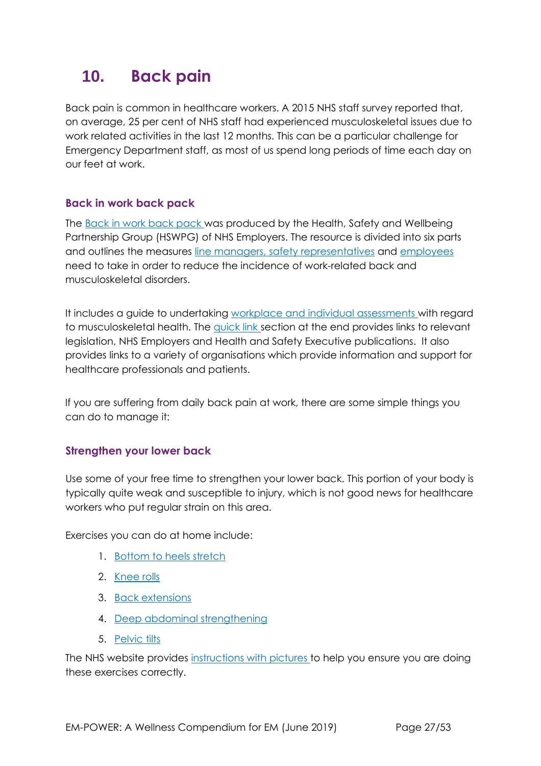# 10. Back pain

Back pain is common in healthcare workers. A 2015 NHS staff survey reported that, on average, 25 per cent of NHS staff had experienced musculoskeletal issues due to work related activities in the last 12 months. This can be a particular challenge for Emergency Department staff, as most of us spend long periods of time each day on our feet at work.

## Back in work back pack

The Back in work back pack was produced by the Health, Safety and Wellbeing Partnership Group (HSWPG) of NHS Employers. The resource is divided into six parts and outlines the measures line managers, safety representatives and employees need to take in order to reduce the incidence of work-related back and musculoskeletal disorders.

It includes a guide to undertaking workplace and individual assessments with regard to musculoskeletal health. The quick link section at the end provides links to relevant legislation, NHS Employers and Health and Safety Executive publications. It also provides links to a variety of organisations which provide information and support for healthcare professionals and patients.

If you are suffering from daily back pain at work, there are some simple things you can do to manage it:

## Strengthen your lower back

Use some of your free time to strengthen your lower back. This portion of your body is typically quite weak and susceptible to injury, which is not good news for healthcare workers who put regular strain on this area.

Exercises you can do at home include:

1. Bottom to heels stretch
2. Knee rolls
3. Back extensions
4. Deep abdominal strengthening
5. Pelvic tilts

The NHS website provides instructions with pictures to help you ensure you are doing these exercises correctly.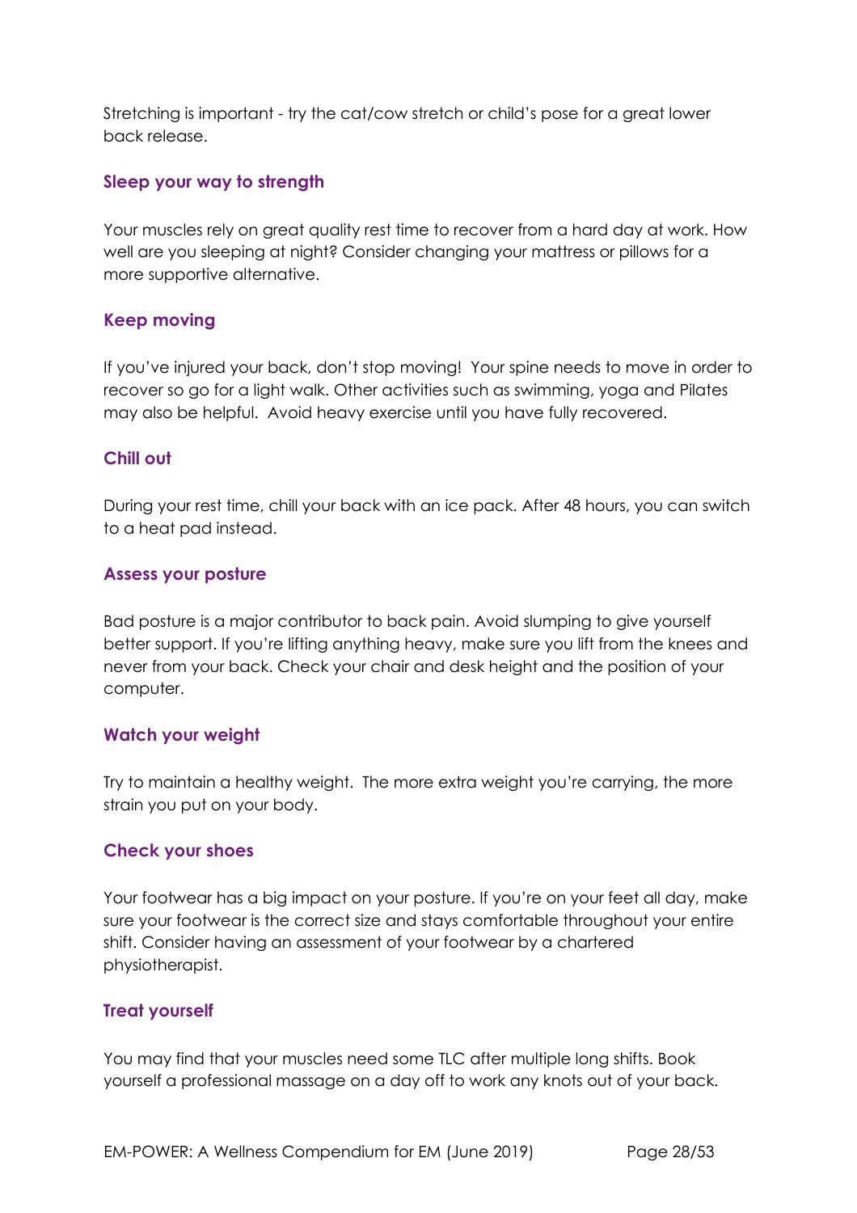Stretching is important - try the cat/cow stretch or child's pose for a great lower back release.

### Sleep your way to strength

Your muscles rely on great quality rest time to recover from a hard day at work. How well are you sleeping at night? Consider changing your mattress or pillows for a more supportive alternative.

### Keep moving

If you've injured your back, don't stop moving! Your spine needs to move in order to recover so go for a light walk. Other activities such as swimming, yoga and Pilates may also be helpful. Avoid heavy exercise until you have fully recovered.

### Chill out

During your rest time, chill your back with an ice pack. After 48 hours, you can switch to a heat pad instead.

### Assess your posture

Bad posture is a major contributor to back pain. Avoid slumping to give yourself better support. If you're lifting anything heavy, make sure you lift from the knees and never from your back. Check your chair and desk height and the position of your computer.

### Watch your weight

Try to maintain a healthy weight. The more extra weight you're carrying, the more strain you put on your body.

### Check your shoes

Your footwear has a big impact on your posture. If you're on your feet all day, make sure your footwear is the correct size and stays comfortable throughout your entire shift. Consider having an assessment of your footwear by a chartered physiotherapist.

### Treat yourself

You may find that your muscles need some TLC after multiple long shifts. Book yourself a professional massage on a day off to work any knots out of your back.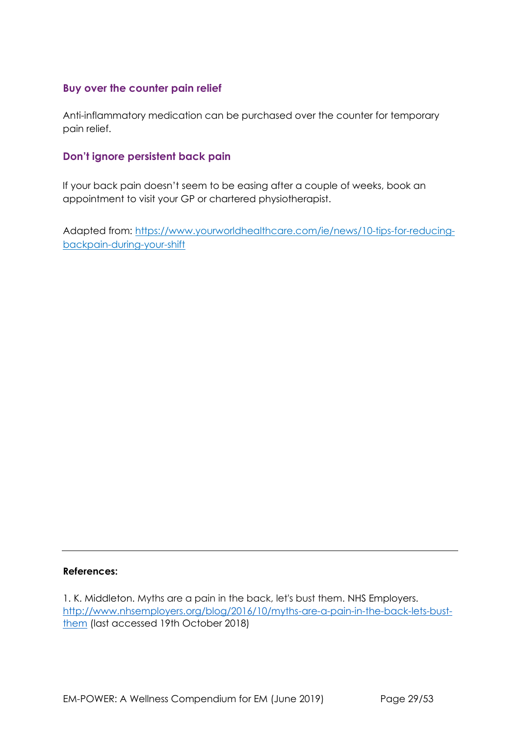### Buy over the counter pain relief

Anti-inflammatory medication can be purchased over the counter for temporary pain relief.

### Don't ignore persistent back pain

If your back pain doesn't seem to be easing after a couple of weeks, book an appointment to visit your GP or chartered physiotherapist.

Adapted from: [https://www.yourworldhealthcare.com/ie/news/10-tips-for-reducing-backpain-during-your-shift](https://www.yourworldhealthcare.com/ie/news/10-tips-for-reducing-backpain-during-your-shift)

---

**References:**

1. K. Middleton. Myths are a pain in the back, let's bust them. NHS Employers. [http://www.nhsemployers.org/blog/2016/10/myths-are-a-pain-in-the-back-lets-bust-them](http://www.nhsemployers.org/blog/2016/10/myths-are-a-pain-in-the-back-lets-bust-them) (last accessed 19th October 2018)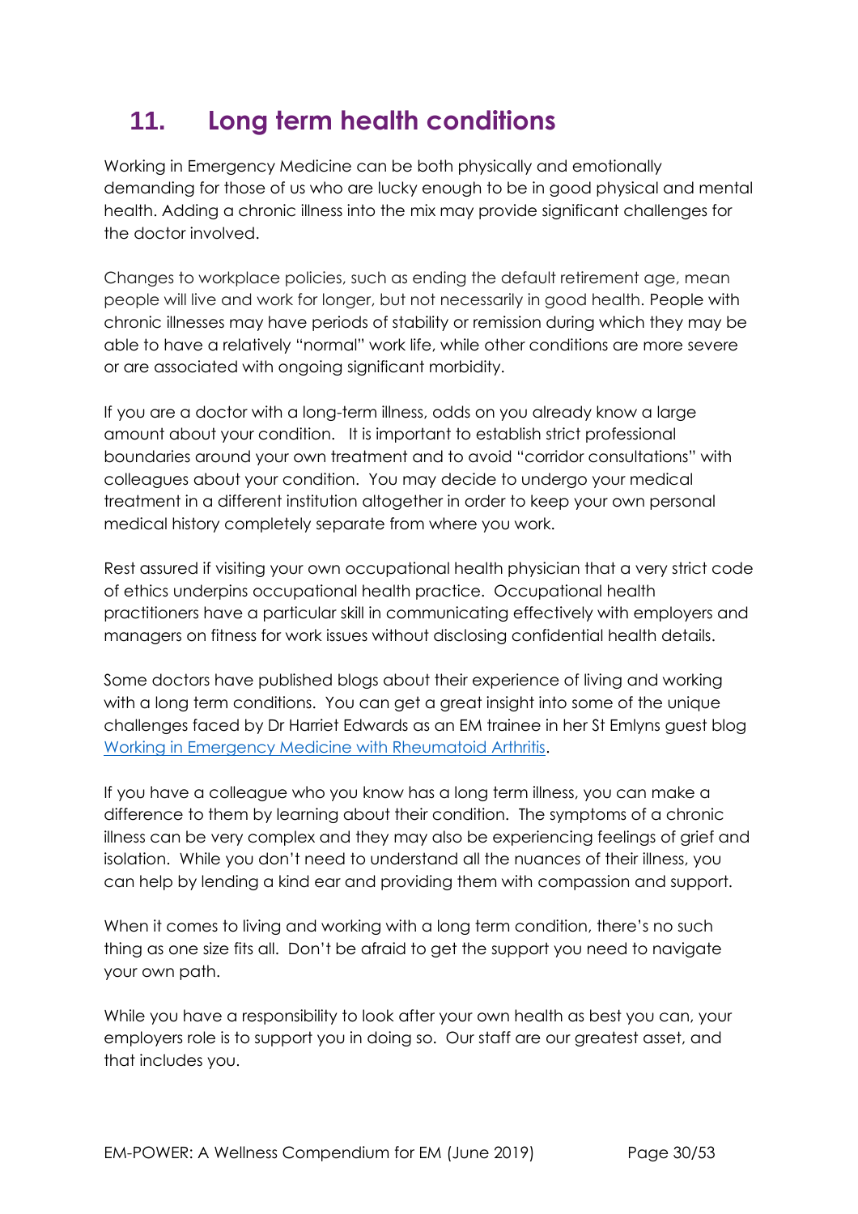## 11. Long term health conditions

Working in Emergency Medicine can be both physically and emotionally demanding for those of us who are lucky enough to be in good physical and mental health. Adding a chronic illness into the mix may provide significant challenges for the doctor involved.

Changes to workplace policies, such as ending the default retirement age, mean people will live and work for longer, but not necessarily in good health. People with chronic illnesses may have periods of stability or remission during which they may be able to have a relatively "normal" work life, while other conditions are more severe or are associated with ongoing significant morbidity.

If you are a doctor with a long-term illness, odds on you already know a large amount about your condition. It is important to establish strict professional boundaries around your own treatment and to avoid "corridor consultations" with colleagues about your condition. You may decide to undergo your medical treatment in a different institution altogether in order to keep your own personal medical history completely separate from where you work.

Rest assured if visiting your own occupational health physician that a very strict code of ethics underpins occupational health practice. Occupational health practitioners have a particular skill in communicating effectively with employers and managers on fitness for work issues without disclosing confidential health details.

Some doctors have published blogs about their experience of living and working with a long term conditions. You can get a great insight into some of the unique challenges faced by Dr Harriet Edwards as an EM trainee in her St Emlyns guest blog [Working in Emergency Medicine with Rheumatoid Arthritis](Working in Emergency Medicine with Rheumatoid Arthritis).

If you have a colleague who you know has a long term illness, you can make a difference to them by learning about their condition. The symptoms of a chronic illness can be very complex and they may also be experiencing feelings of grief and isolation. While you don't need to understand all the nuances of their illness, you can help by lending a kind ear and providing them with compassion and support.

When it comes to living and working with a long term condition, there's no such thing as one size fits all. Don't be afraid to get the support you need to navigate your own path.

While you have a responsibility to look after your own health as best you can, your employers role is to support you in doing so. Our staff are our greatest asset, and that includes you.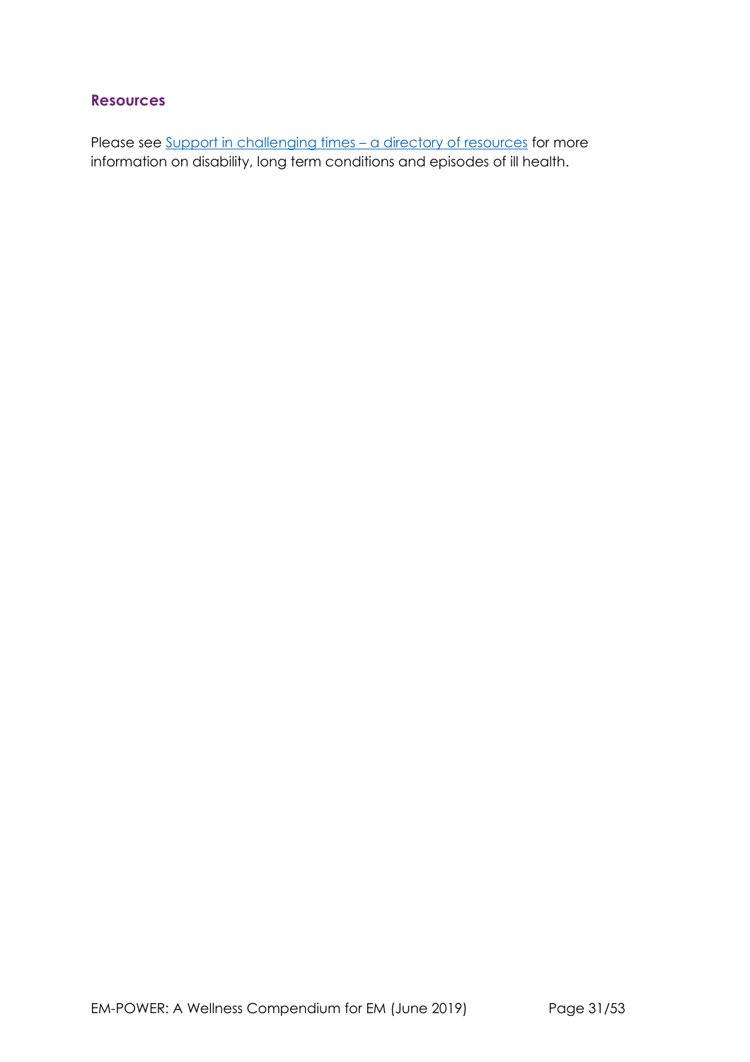### Resources

Please see Support in challenging times – a directory of resources for more information on disability, long term conditions and episodes of ill health.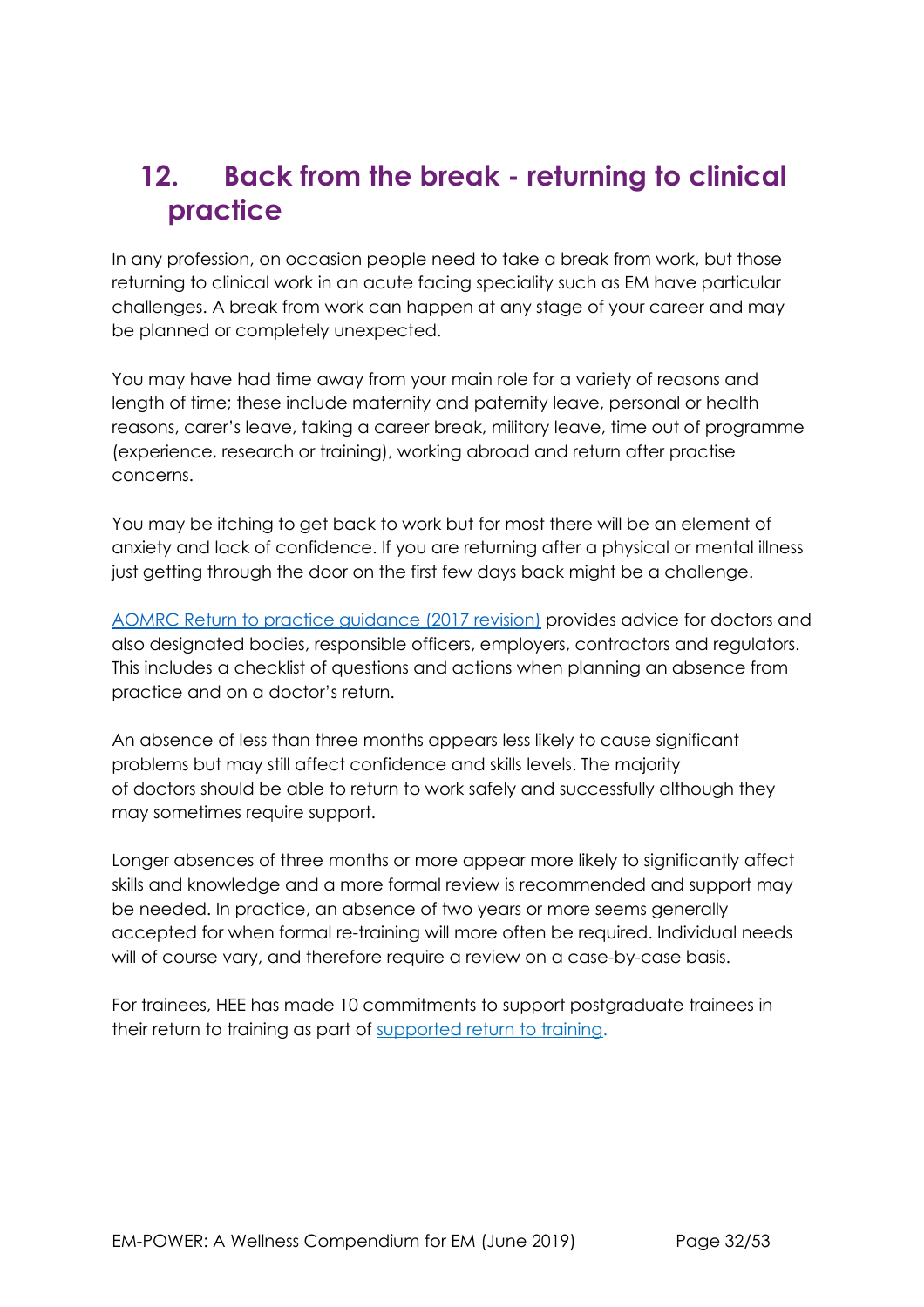## 12. Back from the break - returning to clinical practice

In any profession, on occasion people need to take a break from work, but those returning to clinical work in an acute facing speciality such as EM have particular challenges. A break from work can happen at any stage of your career and may be planned or completely unexpected.

You may have had time away from your main role for a variety of reasons and length of time; these include maternity and paternity leave, personal or health reasons, carer's leave, taking a career break, military leave, time out of programme (experience, research or training), working abroad and return after practise concerns.

You may be itching to get back to work but for most there will be an element of anxiety and lack of confidence. If you are returning after a physical or mental illness just getting through the door on the first few days back might be a challenge.

AOMRC Return to practice guidance (2017 revision) provides advice for doctors and also designated bodies, responsible officers, employers, contractors and regulators. This includes a checklist of questions and actions when planning an absence from practice and on a doctor's return.

An absence of less than three months appears less likely to cause significant problems but may still affect confidence and skills levels. The majority of doctors should be able to return to work safely and successfully although they may sometimes require support.

Longer absences of three months or more appear more likely to significantly affect skills and knowledge and a more formal review is recommended and support may be needed. In practice, an absence of two years or more seems generally accepted for when formal re-training will more often be required. Individual needs will of course vary, and therefore require a review on a case-by-case basis.

For trainees, HEE has made 10 commitments to support postgraduate trainees in their return to training as part of supported return to training.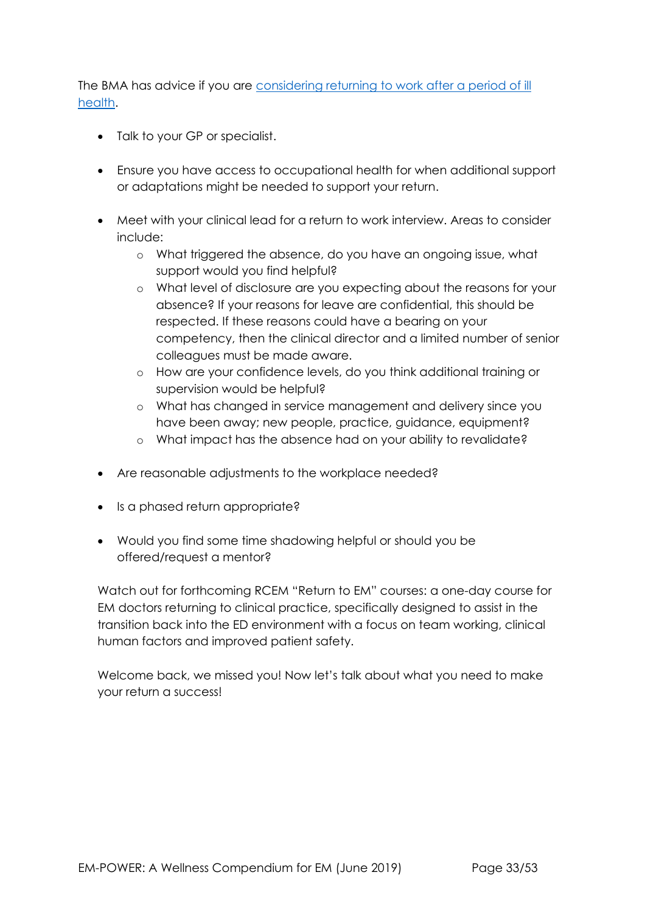The BMA has advice if you are [considering returning to work after a period of ill health](#).

- Talk to your GP or specialist.

- Ensure you have access to occupational health for when additional support or adaptations might be needed to support your return.

- Meet with your clinical lead for a return to work interview. Areas to consider include:
  - What triggered the absence, do you have an ongoing issue, what support would you find helpful?
  - What level of disclosure are you expecting about the reasons for your absence? If your reasons for leave are confidential, this should be respected. If these reasons could have a bearing on your competency, then the clinical director and a limited number of senior colleagues must be made aware.
  - How are your confidence levels, do you think additional training or supervision would be helpful?
  - What has changed in service management and delivery since you have been away; new people, practice, guidance, equipment?
  - What impact has the absence had on your ability to revalidate?

- Are reasonable adjustments to the workplace needed?

- Is a phased return appropriate?

- Would you find some time shadowing helpful or should you be offered/request a mentor?

Watch out for forthcoming RCEM "Return to EM" courses: a one-day course for EM doctors returning to clinical practice, specifically designed to assist in the transition back into the ED environment with a focus on team working, clinical human factors and improved patient safety.

Welcome back, we missed you! Now let's talk about what you need to make your return a success!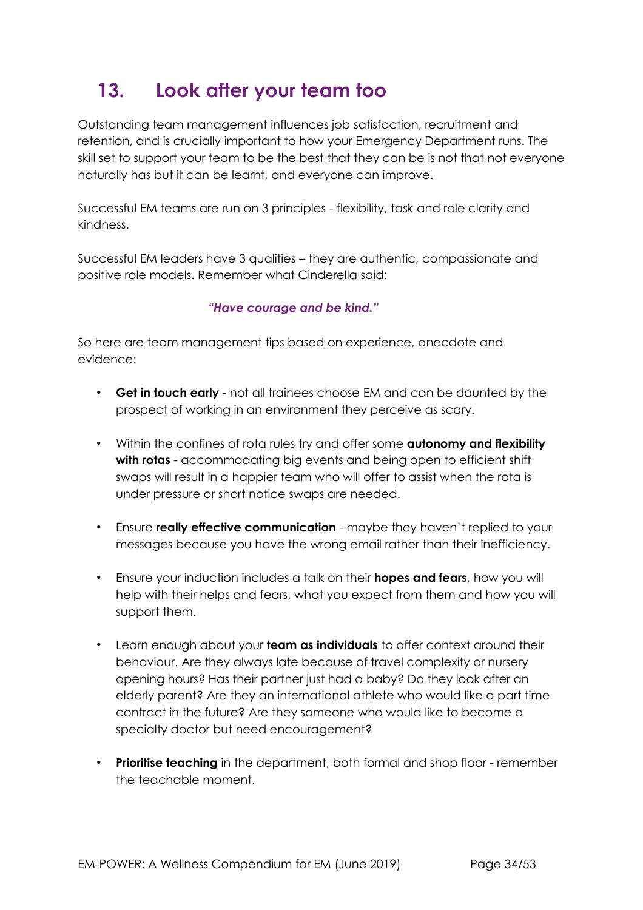## 13. Look after your team too

Outstanding team management influences job satisfaction, recruitment and retention, and is crucially important to how your Emergency Department runs. The skill set to support your team to be the best that they can be is not that not everyone naturally has but it can be learnt, and everyone can improve.

Successful EM teams are run on 3 principles - flexibility, task and role clarity and kindness.

Successful EM leaders have 3 qualities – they are authentic, compassionate and positive role models. Remember what Cinderella said:

***"Have courage and be kind."***

So here are team management tips based on experience, anecdote and evidence:

- **Get in touch early** - not all trainees choose EM and can be daunted by the prospect of working in an environment they perceive as scary.
- Within the confines of rota rules try and offer some **autonomy and flexibility with rotas** - accommodating big events and being open to efficient shift swaps will result in a happier team who will offer to assist when the rota is under pressure or short notice swaps are needed.
- Ensure **really effective communication** - maybe they haven't replied to your messages because you have the wrong email rather than their inefficiency.
- Ensure your induction includes a talk on their **hopes and fears**, how you will help with their helps and fears, what you expect from them and how you will support them.
- Learn enough about your **team as individuals** to offer context around their behaviour. Are they always late because of travel complexity or nursery opening hours? Has their partner just had a baby? Do they look after an elderly parent? Are they an international athlete who would like a part time contract in the future? Are they someone who would like to become a specialty doctor but need encouragement?
- **Prioritise teaching** in the department, both formal and shop floor - remember the teachable moment.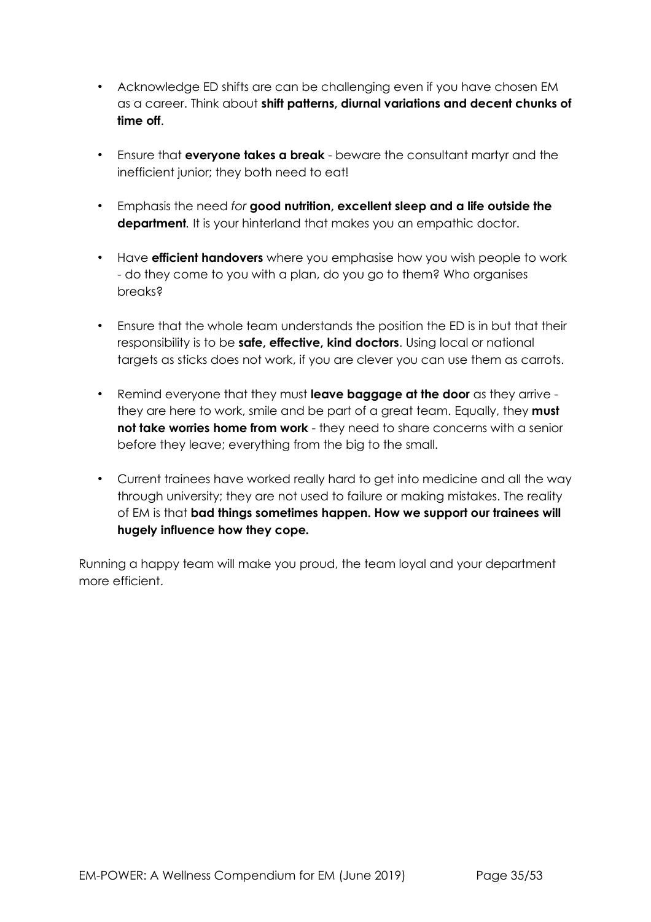- Acknowledge ED shifts are can be challenging even if you have chosen EM as a career. Think about **shift patterns, diurnal variations and decent chunks of time off**.

- Ensure that **everyone takes a break** - beware the consultant martyr and the inefficient junior; they both need to eat!

- Emphasis the need *for* **good nutrition, excellent sleep and a life outside the department**. It is your hinterland that makes you an empathic doctor.

- Have **efficient handovers** where you emphasise how you wish people to work - do they come to you with a plan, do you go to them? Who organises breaks?

- Ensure that the whole team understands the position the ED is in but that their responsibility is to be **safe, effective, kind doctors**. Using local or national targets as sticks does not work, if you are clever you can use them as carrots.

- Remind everyone that they must **leave baggage at the door** as they arrive - they are here to work, smile and be part of a great team. Equally, they **must not take worries home from work** - they need to share concerns with a senior before they leave; everything from the big to the small.

- Current trainees have worked really hard to get into medicine and all the way through university; they are not used to failure or making mistakes. The reality of EM is that **bad things sometimes happen. How we support our trainees will hugely influence how they cope.**

Running a happy team will make you proud, the team loyal and your department more efficient.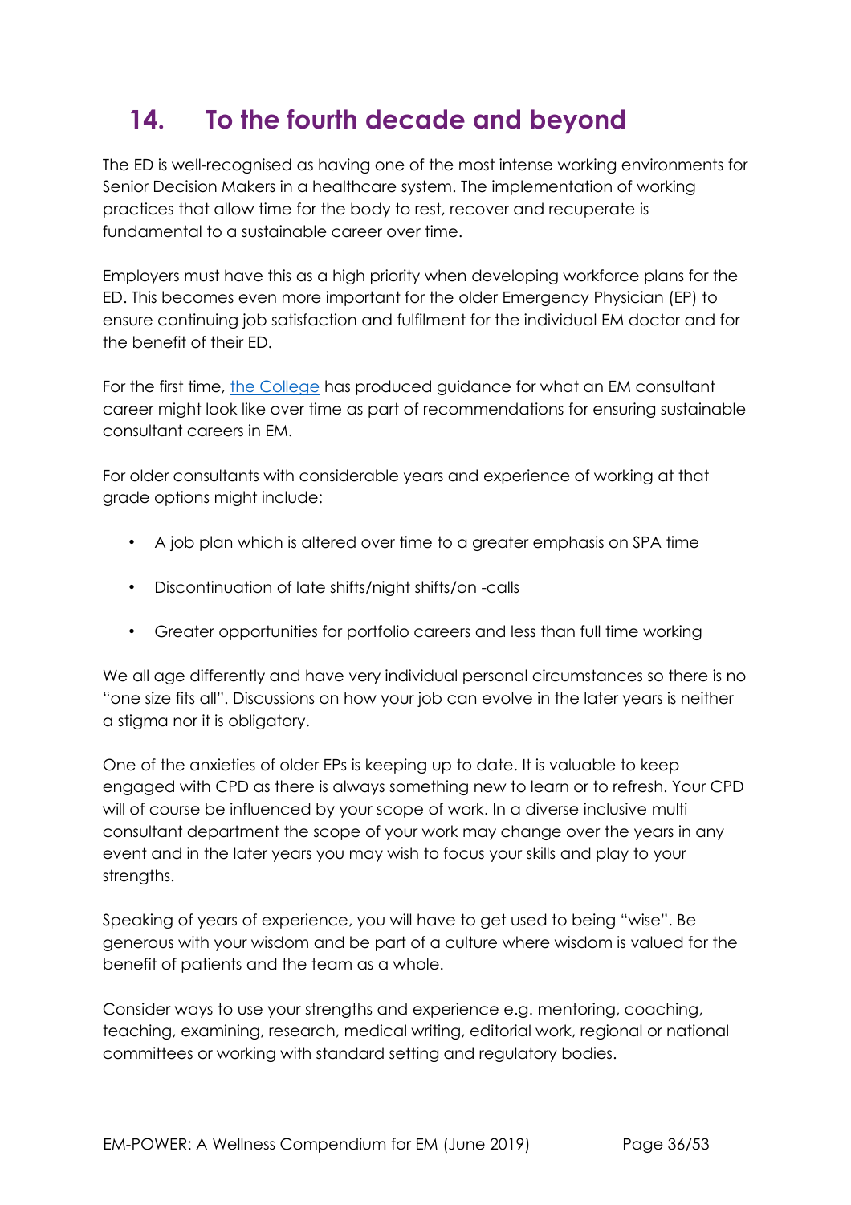# 14. To the fourth decade and beyond

The ED is well-recognised as having one of the most intense working environments for Senior Decision Makers in a healthcare system. The implementation of working practices that allow time for the body to rest, recover and recuperate is fundamental to a sustainable career over time.

Employers must have this as a high priority when developing workforce plans for the ED. This becomes even more important for the older Emergency Physician (EP) to ensure continuing job satisfaction and fulfilment for the individual EM doctor and for the benefit of their ED.

For the first time, the College has produced guidance for what an EM consultant career might look like over time as part of recommendations for ensuring sustainable consultant careers in EM.

For older consultants with considerable years and experience of working at that grade options might include:

- A job plan which is altered over time to a greater emphasis on SPA time
- Discontinuation of late shifts/night shifts/on -calls
- Greater opportunities for portfolio careers and less than full time working

We all age differently and have very individual personal circumstances so there is no "one size fits all". Discussions on how your job can evolve in the later years is neither a stigma nor it is obligatory.

One of the anxieties of older EPs is keeping up to date. It is valuable to keep engaged with CPD as there is always something new to learn or to refresh. Your CPD will of course be influenced by your scope of work. In a diverse inclusive multi consultant department the scope of your work may change over the years in any event and in the later years you may wish to focus your skills and play to your strengths.

Speaking of years of experience, you will have to get used to being "wise". Be generous with your wisdom and be part of a culture where wisdom is valued for the benefit of patients and the team as a whole.

Consider ways to use your strengths and experience e.g. mentoring, coaching, teaching, examining, research, medical writing, editorial work, regional or national committees or working with standard setting and regulatory bodies.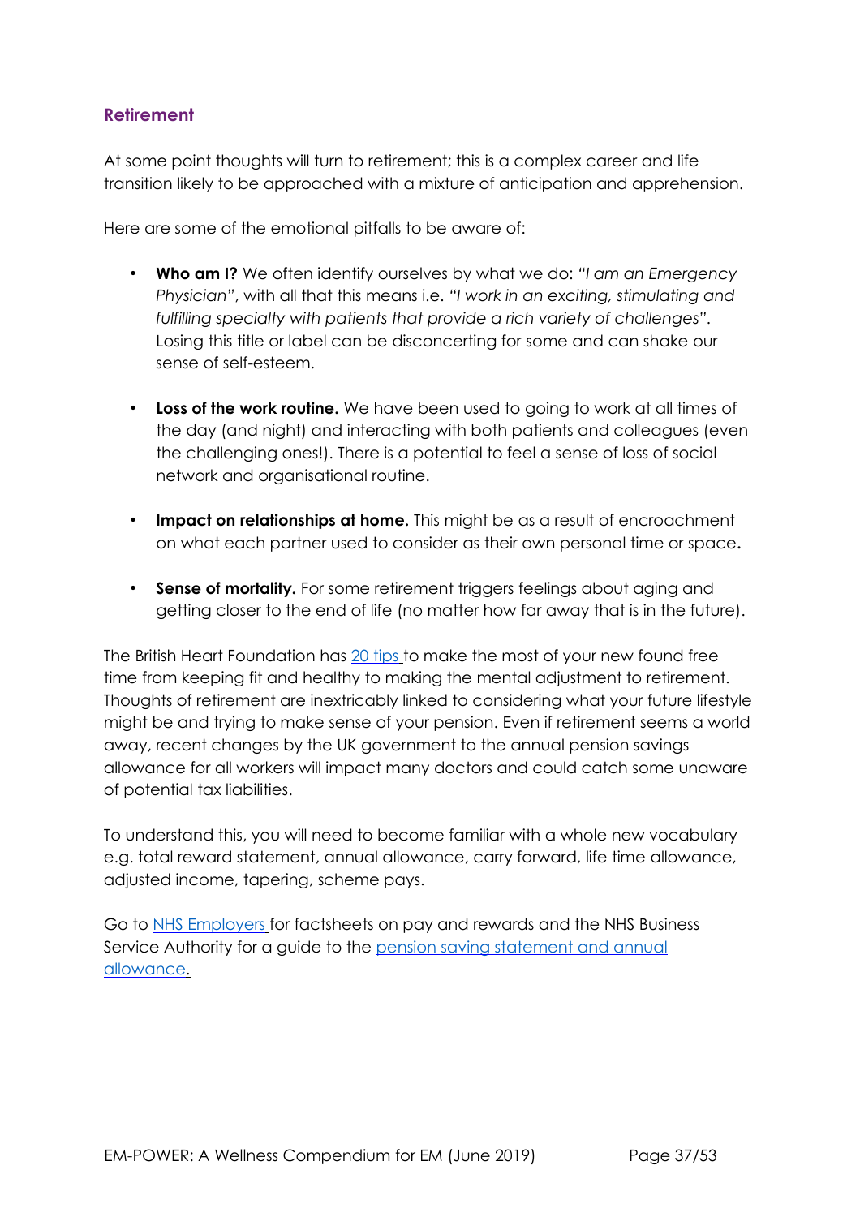## Retirement

At some point thoughts will turn to retirement; this is a complex career and life transition likely to be approached with a mixture of anticipation and apprehension.

Here are some of the emotional pitfalls to be aware of:

- **Who am I?** We often identify ourselves by what we do: *"I am an Emergency Physician"*, with all that this means i.e. *"I work in an exciting, stimulating and fulfilling specialty with patients that provide a rich variety of challenges"*. Losing this title or label can be disconcerting for some and can shake our sense of self-esteem.

- **Loss of the work routine.** We have been used to going to work at all times of the day (and night) and interacting with both patients and colleagues (even the challenging ones!). There is a potential to feel a sense of loss of social network and organisational routine.

- **Impact on relationships at home.** This might be as a result of encroachment on what each partner used to consider as their own personal time or space**.**

- **Sense of mortality.** For some retirement triggers feelings about aging and getting closer to the end of life (no matter how far away that is in the future).

The British Heart Foundation has [20 tips](#) to make the most of your new found free time from keeping fit and healthy to making the mental adjustment to retirement. Thoughts of retirement are inextricably linked to considering what your future lifestyle might be and trying to make sense of your pension. Even if retirement seems a world away, recent changes by the UK government to the annual pension savings allowance for all workers will impact many doctors and could catch some unaware of potential tax liabilities.

To understand this, you will need to become familiar with a whole new vocabulary e.g. total reward statement, annual allowance, carry forward, life time allowance, adjusted income, tapering, scheme pays.

Go to [NHS Employers](#) for factsheets on pay and rewards and the NHS Business Service Authority for a guide to the [pension saving statement and annual allowance](#).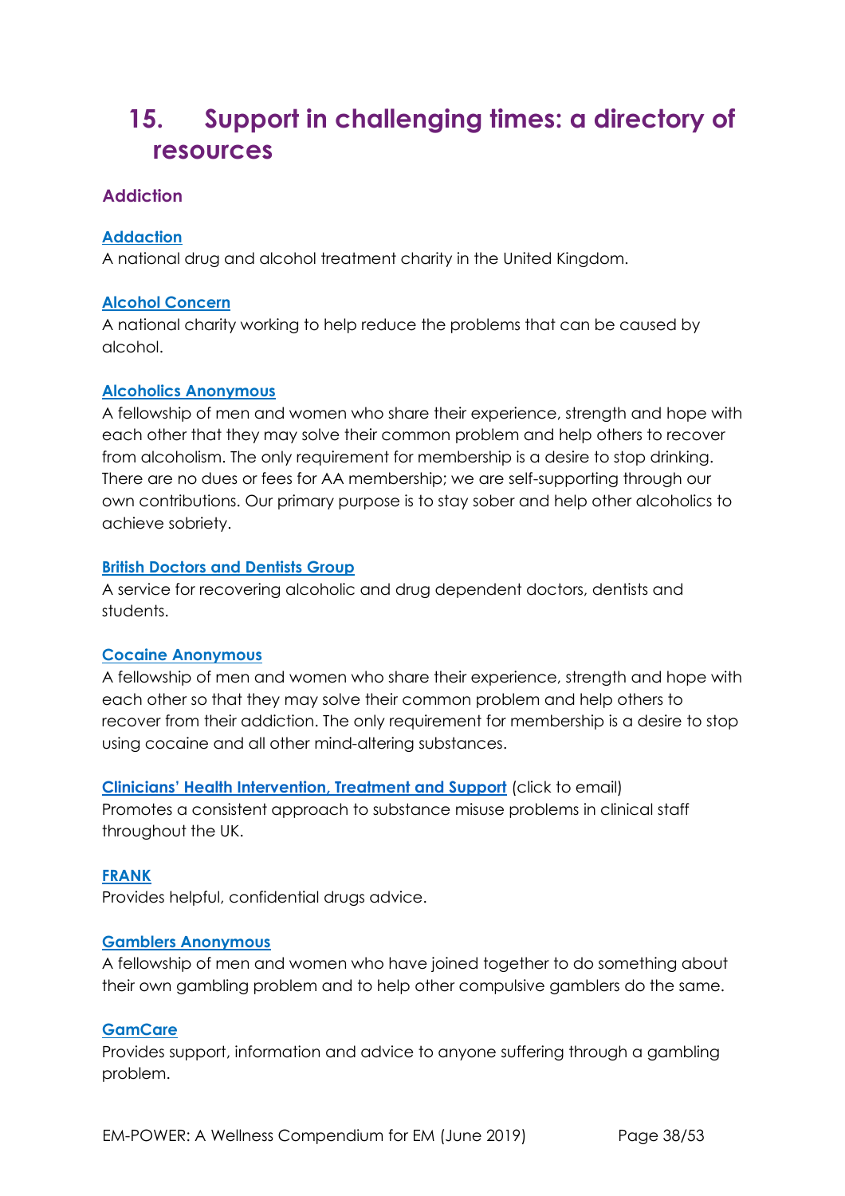# 15. Support in challenging times: a directory of resources

## Addiction

**Addaction**
A national drug and alcohol treatment charity in the United Kingdom.

**Alcohol Concern**
A national charity working to help reduce the problems that can be caused by alcohol.

**Alcoholics Anonymous**
A fellowship of men and women who share their experience, strength and hope with each other that they may solve their common problem and help others to recover from alcoholism. The only requirement for membership is a desire to stop drinking. There are no dues or fees for AA membership; we are self-supporting through our own contributions. Our primary purpose is to stay sober and help other alcoholics to achieve sobriety.

**British Doctors and Dentists Group**
A service for recovering alcoholic and drug dependent doctors, dentists and students.

**Cocaine Anonymous**
A fellowship of men and women who share their experience, strength and hope with each other so that they may solve their common problem and help others to recover from their addiction. The only requirement for membership is a desire to stop using cocaine and all other mind-altering substances.

**Clinicians' Health Intervention, Treatment and Support** (click to email)
Promotes a consistent approach to substance misuse problems in clinical staff throughout the UK.

**FRANK**
Provides helpful, confidential drugs advice.

**Gamblers Anonymous**
A fellowship of men and women who have joined together to do something about their own gambling problem and to help other compulsive gamblers do the same.

**GamCare**
Provides support, information and advice to anyone suffering through a gambling problem.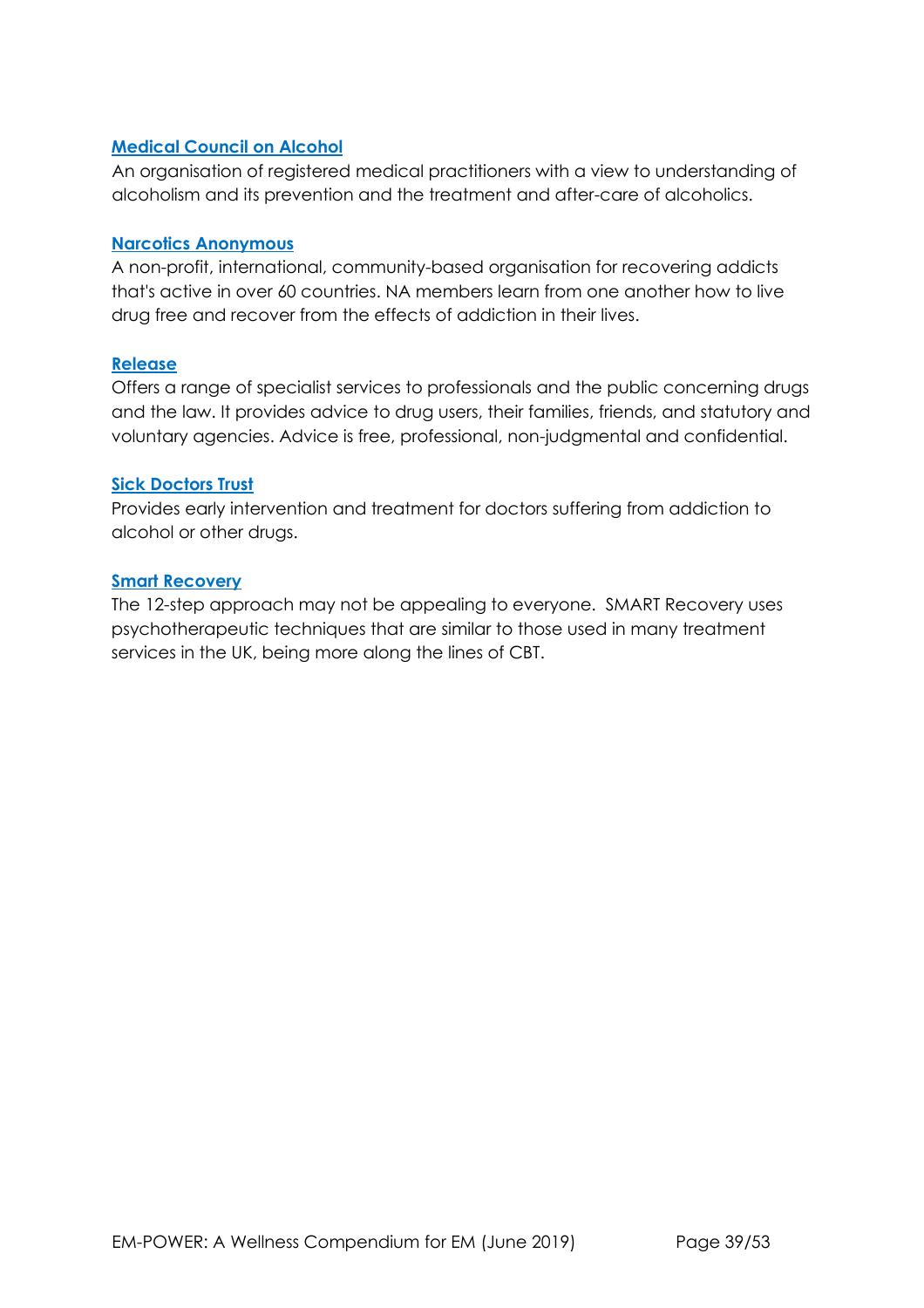**Medical Council on Alcohol**

An organisation of registered medical practitioners with a view to understanding of alcoholism and its prevention and the treatment and after-care of alcoholics.

**Narcotics Anonymous**

A non-profit, international, community-based organisation for recovering addicts that's active in over 60 countries. NA members learn from one another how to live drug free and recover from the effects of addiction in their lives.

**Release**

Offers a range of specialist services to professionals and the public concerning drugs and the law. It provides advice to drug users, their families, friends, and statutory and voluntary agencies. Advice is free, professional, non-judgmental and confidential.

**Sick Doctors Trust**

Provides early intervention and treatment for doctors suffering from addiction to alcohol or other drugs.

**Smart Recovery**

The 12-step approach may not be appealing to everyone. SMART Recovery uses psychotherapeutic techniques that are similar to those used in many treatment services in the UK, being more along the lines of CBT.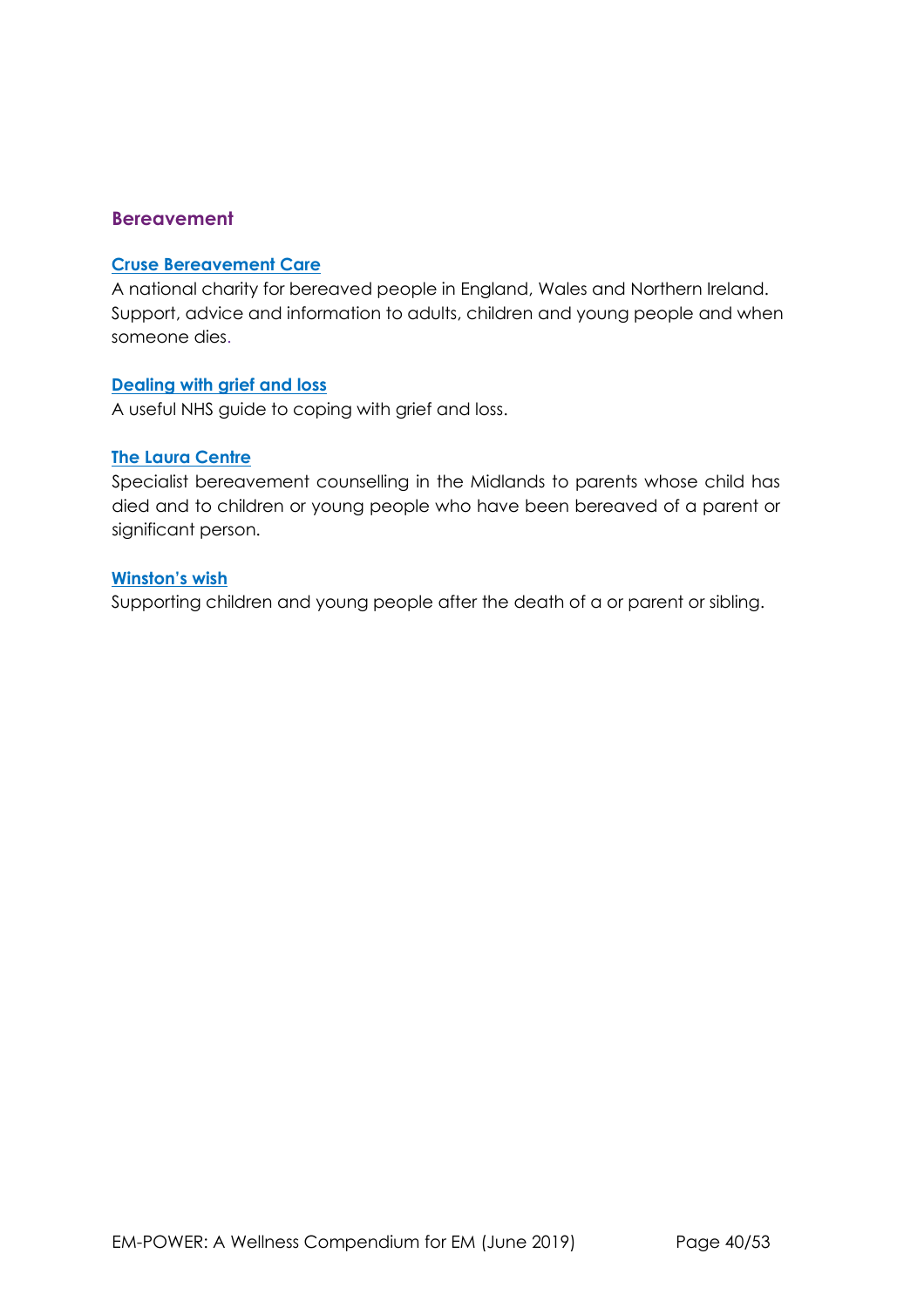## Bereavement

**Cruse Bereavement Care**

A national charity for bereaved people in England, Wales and Northern Ireland. Support, advice and information to adults, children and young people and when someone dies.

**Dealing with grief and loss**

A useful NHS guide to coping with grief and loss.

**The Laura Centre**

Specialist bereavement counselling in the Midlands to parents whose child has died and to children or young people who have been bereaved of a parent or significant person.

**Winston's wish**

Supporting children and young people after the death of a or parent or sibling.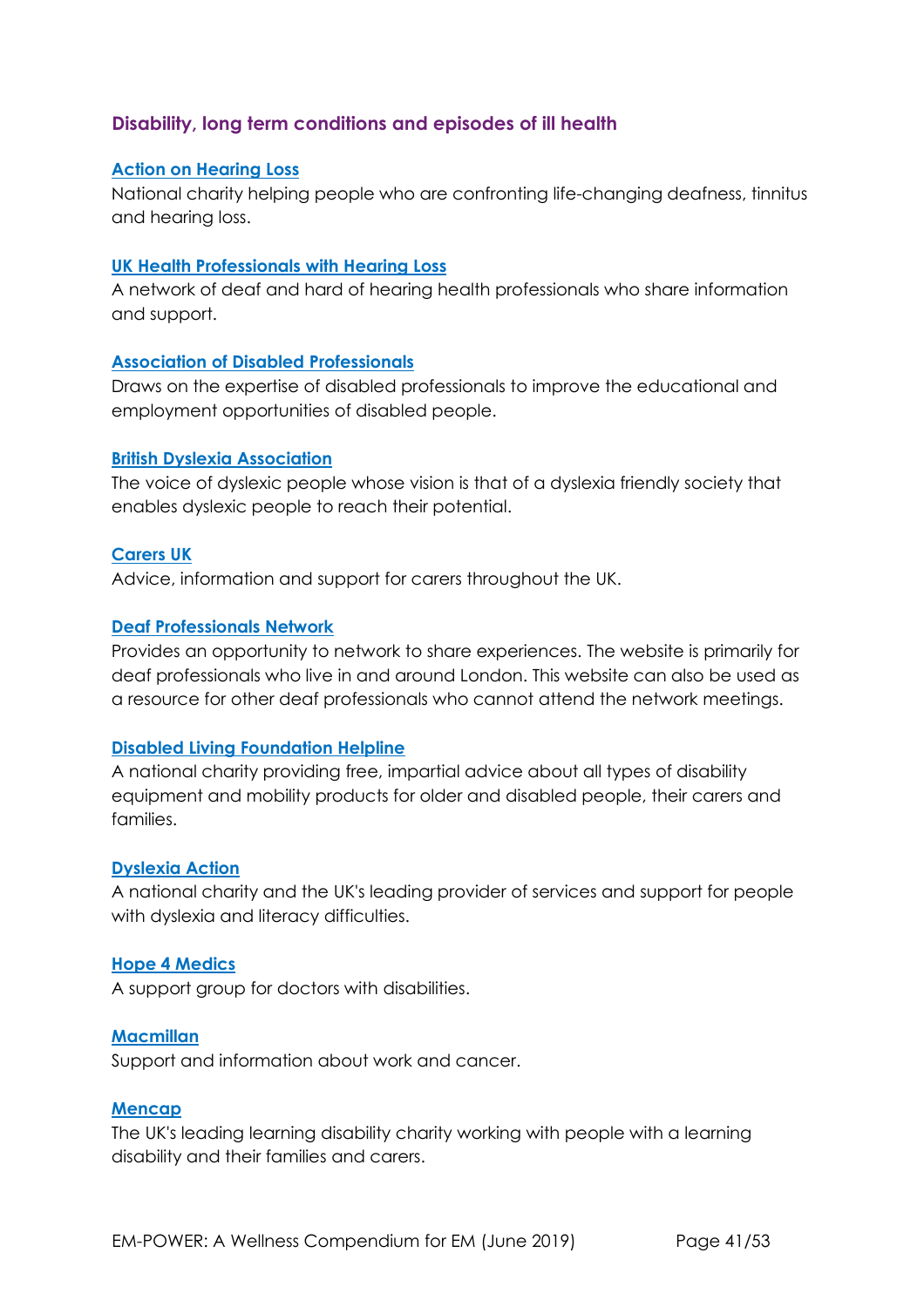### Disability, long term conditions and episodes of ill health

**Action on Hearing Loss**
National charity helping people who are confronting life-changing deafness, tinnitus and hearing loss.

**UK Health Professionals with Hearing Loss**
A network of deaf and hard of hearing health professionals who share information and support.

**Association of Disabled Professionals**
Draws on the expertise of disabled professionals to improve the educational and employment opportunities of disabled people.

**British Dyslexia Association**
The voice of dyslexic people whose vision is that of a dyslexia friendly society that enables dyslexic people to reach their potential.

**Carers UK**
Advice, information and support for carers throughout the UK.

**Deaf Professionals Network**
Provides an opportunity to network to share experiences. The website is primarily for deaf professionals who live in and around London. This website can also be used as a resource for other deaf professionals who cannot attend the network meetings.

**Disabled Living Foundation Helpline**
A national charity providing free, impartial advice about all types of disability equipment and mobility products for older and disabled people, their carers and families.

**Dyslexia Action**
A national charity and the UK's leading provider of services and support for people with dyslexia and literacy difficulties.

**Hope 4 Medics**
A support group for doctors with disabilities.

**Macmillan**
Support and information about work and cancer.

**Mencap**
The UK's leading learning disability charity working with people with a learning disability and their families and carers.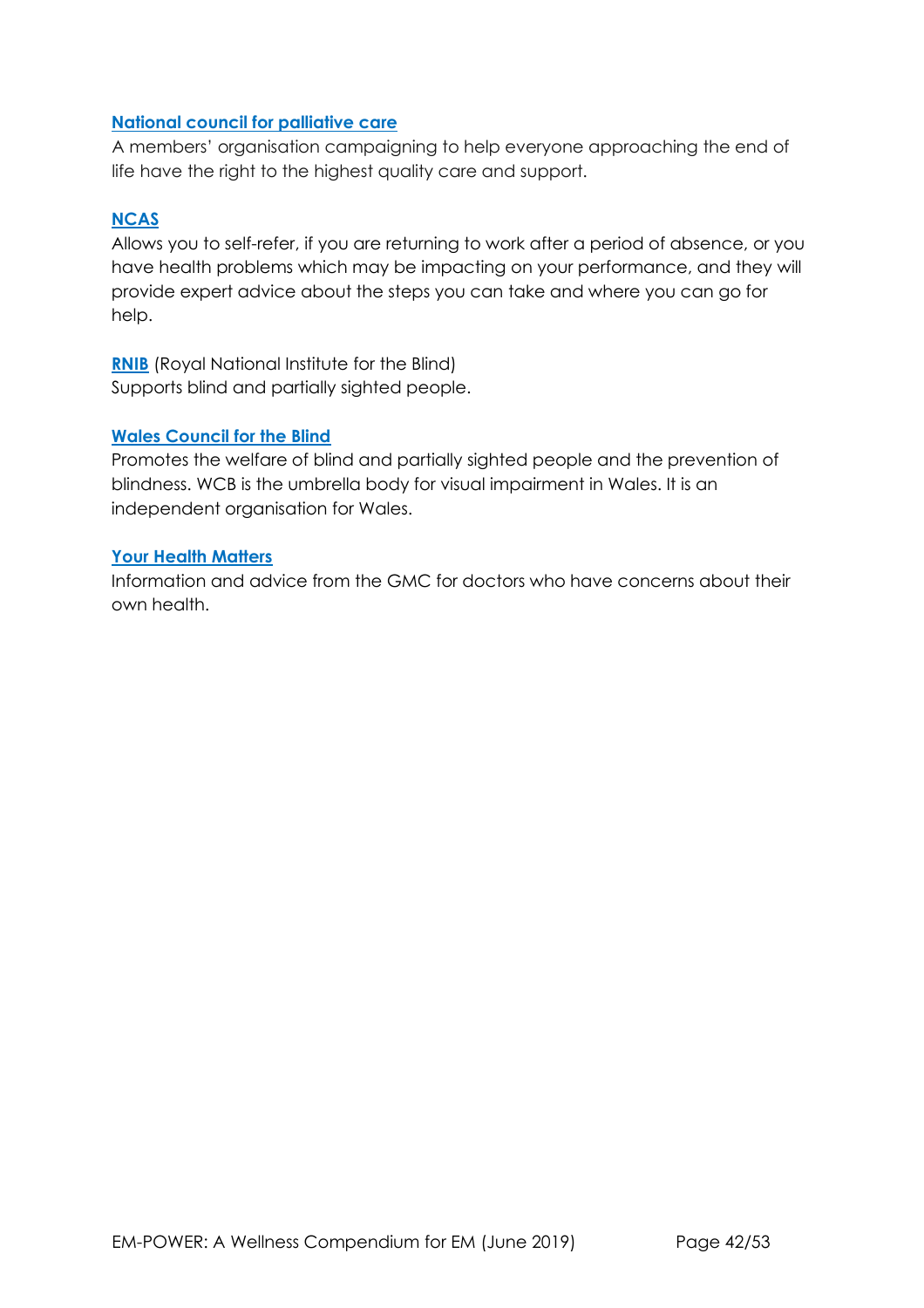**National council for palliative care**

A members' organisation campaigning to help everyone approaching the end of life have the right to the highest quality care and support.

**NCAS**

Allows you to self-refer, if you are returning to work after a period of absence, or you have health problems which may be impacting on your performance, and they will provide expert advice about the steps you can take and where you can go for help.

**RNIB** (Royal National Institute for the Blind)
Supports blind and partially sighted people.

**Wales Council for the Blind**

Promotes the welfare of blind and partially sighted people and the prevention of blindness. WCB is the umbrella body for visual impairment in Wales. It is an independent organisation for Wales.

**Your Health Matters**

Information and advice from the GMC for doctors who have concerns about their own health.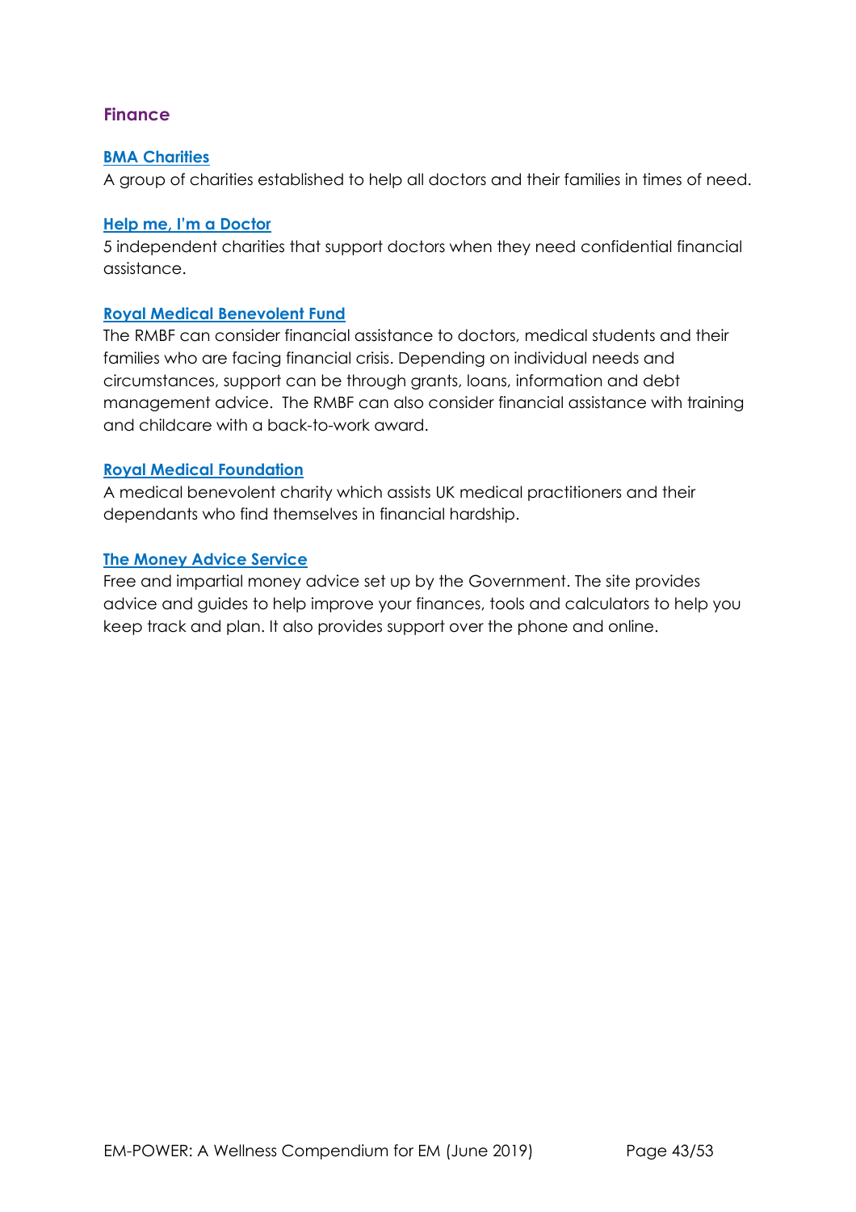## Finance

**BMA Charities**

A group of charities established to help all doctors and their families in times of need.

**Help me, I'm a Doctor**

5 independent charities that support doctors when they need confidential financial assistance.

**Royal Medical Benevolent Fund**

The RMBF can consider financial assistance to doctors, medical students and their families who are facing financial crisis. Depending on individual needs and circumstances, support can be through grants, loans, information and debt management advice. The RMBF can also consider financial assistance with training and childcare with a back-to-work award.

**Royal Medical Foundation**

A medical benevolent charity which assists UK medical practitioners and their dependants who find themselves in financial hardship.

**The Money Advice Service**

Free and impartial money advice set up by the Government. The site provides advice and guides to help improve your finances, tools and calculators to help you keep track and plan. It also provides support over the phone and online.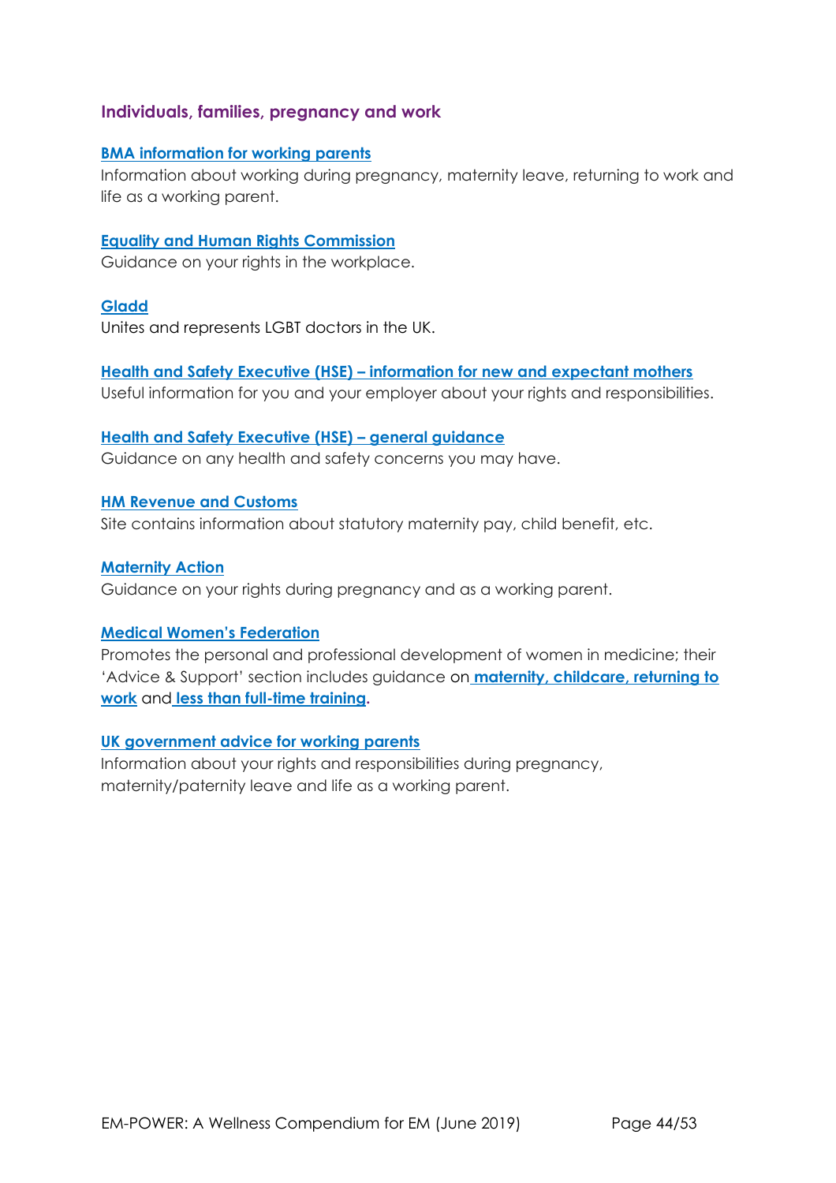### Individuals, families, pregnancy and work

**BMA information for working parents**
Information about working during pregnancy, maternity leave, returning to work and life as a working parent.

**Equality and Human Rights Commission**
Guidance on your rights in the workplace.

**Gladd**
Unites and represents LGBT doctors in the UK.

**Health and Safety Executive (HSE) – information for new and expectant mothers**
Useful information for you and your employer about your rights and responsibilities.

**Health and Safety Executive (HSE) – general guidance**
Guidance on any health and safety concerns you may have.

**HM Revenue and Customs**
Site contains information about statutory maternity pay, child benefit, etc.

**Maternity Action**
Guidance on your rights during pregnancy and as a working parent.

**Medical Women's Federation**
Promotes the personal and professional development of women in medicine; their 'Advice & Support' section includes guidance on **maternity, childcare, returning to work** and **less than full-time training**.

**UK government advice for working parents**
Information about your rights and responsibilities during pregnancy, maternity/paternity leave and life as a working parent.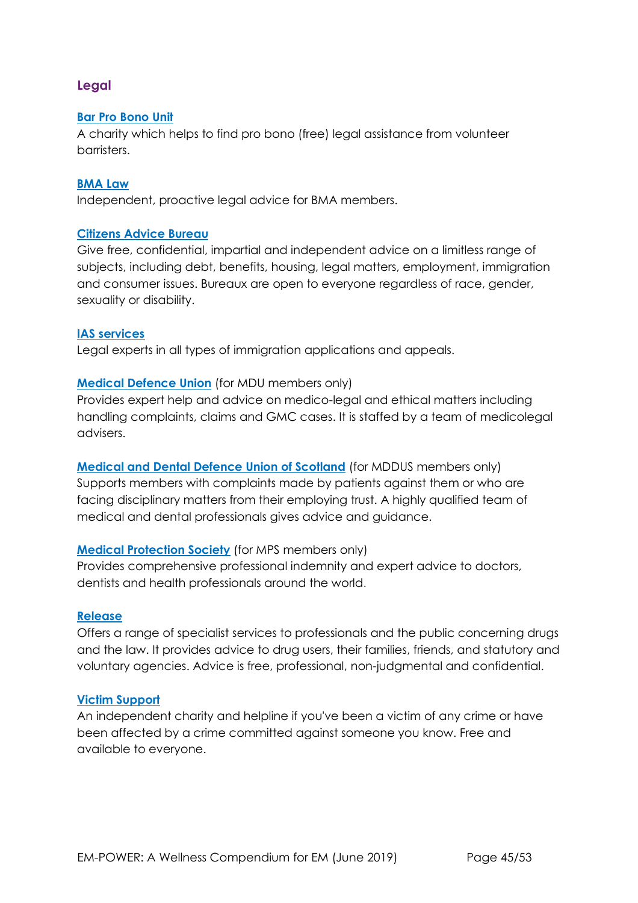## Legal

**Bar Pro Bono Unit**
A charity which helps to find pro bono (free) legal assistance from volunteer barristers.

**BMA Law**
Independent, proactive legal advice for BMA members.

**Citizens Advice Bureau**
Give free, confidential, impartial and independent advice on a limitless range of subjects, including debt, benefits, housing, legal matters, employment, immigration and consumer issues. Bureaux are open to everyone regardless of race, gender, sexuality or disability.

**IAS services**
Legal experts in all types of immigration applications and appeals.

**Medical Defence Union** (for MDU members only)
Provides expert help and advice on medico-legal and ethical matters including handling complaints, claims and GMC cases. It is staffed by a team of medicolegal advisers.

**Medical and Dental Defence Union of Scotland** (for MDDUS members only)
Supports members with complaints made by patients against them or who are facing disciplinary matters from their employing trust. A highly qualified team of medical and dental professionals gives advice and guidance.

**Medical Protection Society** (for MPS members only)
Provides comprehensive professional indemnity and expert advice to doctors, dentists and health professionals around the world.

**Release**
Offers a range of specialist services to professionals and the public concerning drugs and the law. It provides advice to drug users, their families, friends, and statutory and voluntary agencies. Advice is free, professional, non-judgmental and confidential.

**Victim Support**
An independent charity and helpline if you've been a victim of any crime or have been affected by a crime committed against someone you know. Free and available to everyone.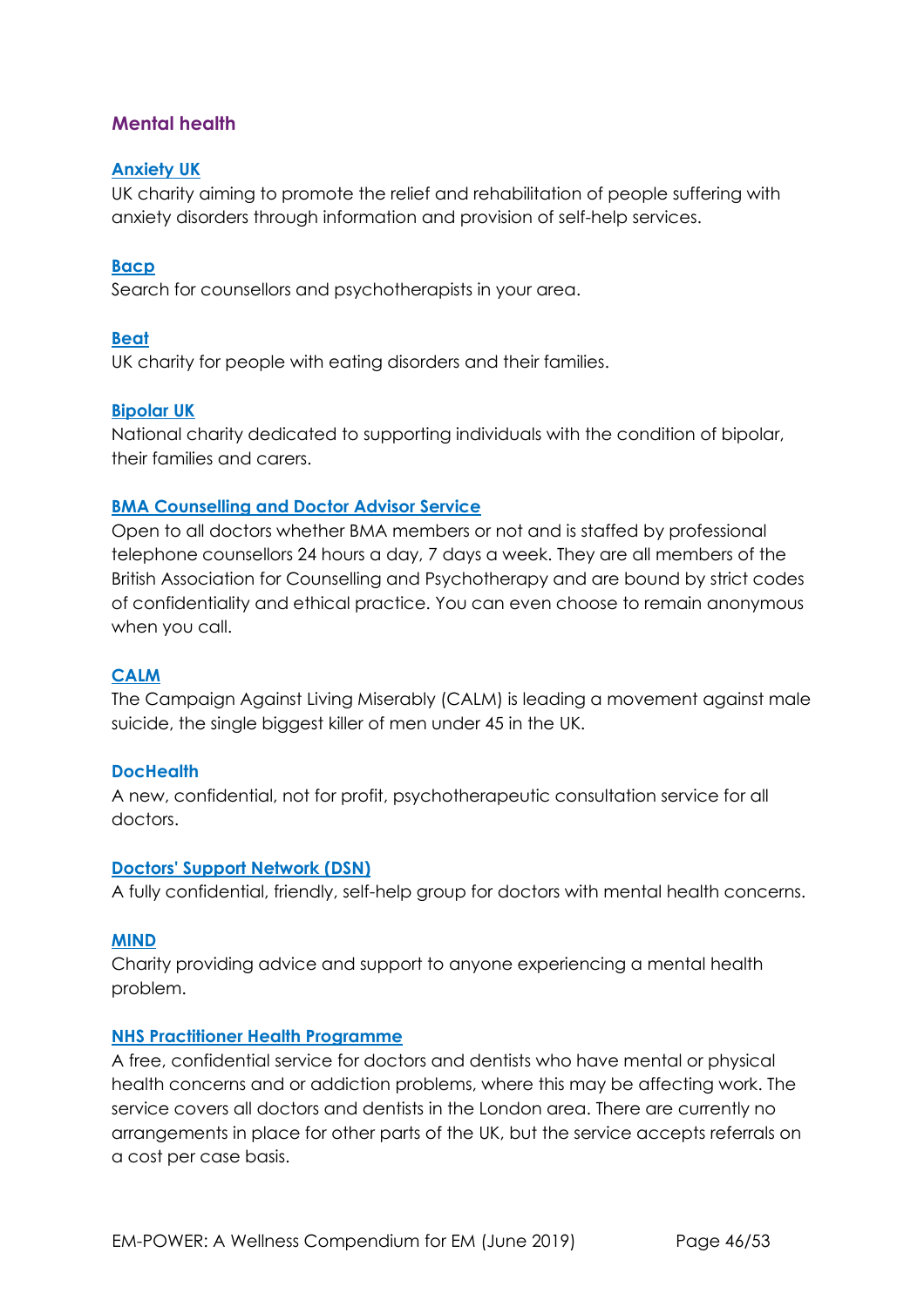## Mental health

### Anxiety UK

UK charity aiming to promote the relief and rehabilitation of people suffering with anxiety disorders through information and provision of self-help services.

### Bacp

Search for counsellors and psychotherapists in your area.

### Beat

UK charity for people with eating disorders and their families.

### Bipolar UK

National charity dedicated to supporting individuals with the condition of bipolar, their families and carers.

### BMA Counselling and Doctor Advisor Service

Open to all doctors whether BMA members or not and is staffed by professional telephone counsellors 24 hours a day, 7 days a week. They are all members of the British Association for Counselling and Psychotherapy and are bound by strict codes of confidentiality and ethical practice. You can even choose to remain anonymous when you call.

### CALM

The Campaign Against Living Miserably (CALM) is leading a movement against male suicide, the single biggest killer of men under 45 in the UK.

### DocHealth

A new, confidential, not for profit, psychotherapeutic consultation service for all doctors.

### Doctors' Support Network (DSN)

A fully confidential, friendly, self-help group for doctors with mental health concerns.

### MIND

Charity providing advice and support to anyone experiencing a mental health problem.

### NHS Practitioner Health Programme

A free, confidential service for doctors and dentists who have mental or physical health concerns and or addiction problems, where this may be affecting work. The service covers all doctors and dentists in the London area. There are currently no arrangements in place for other parts of the UK, but the service accepts referrals on a cost per case basis.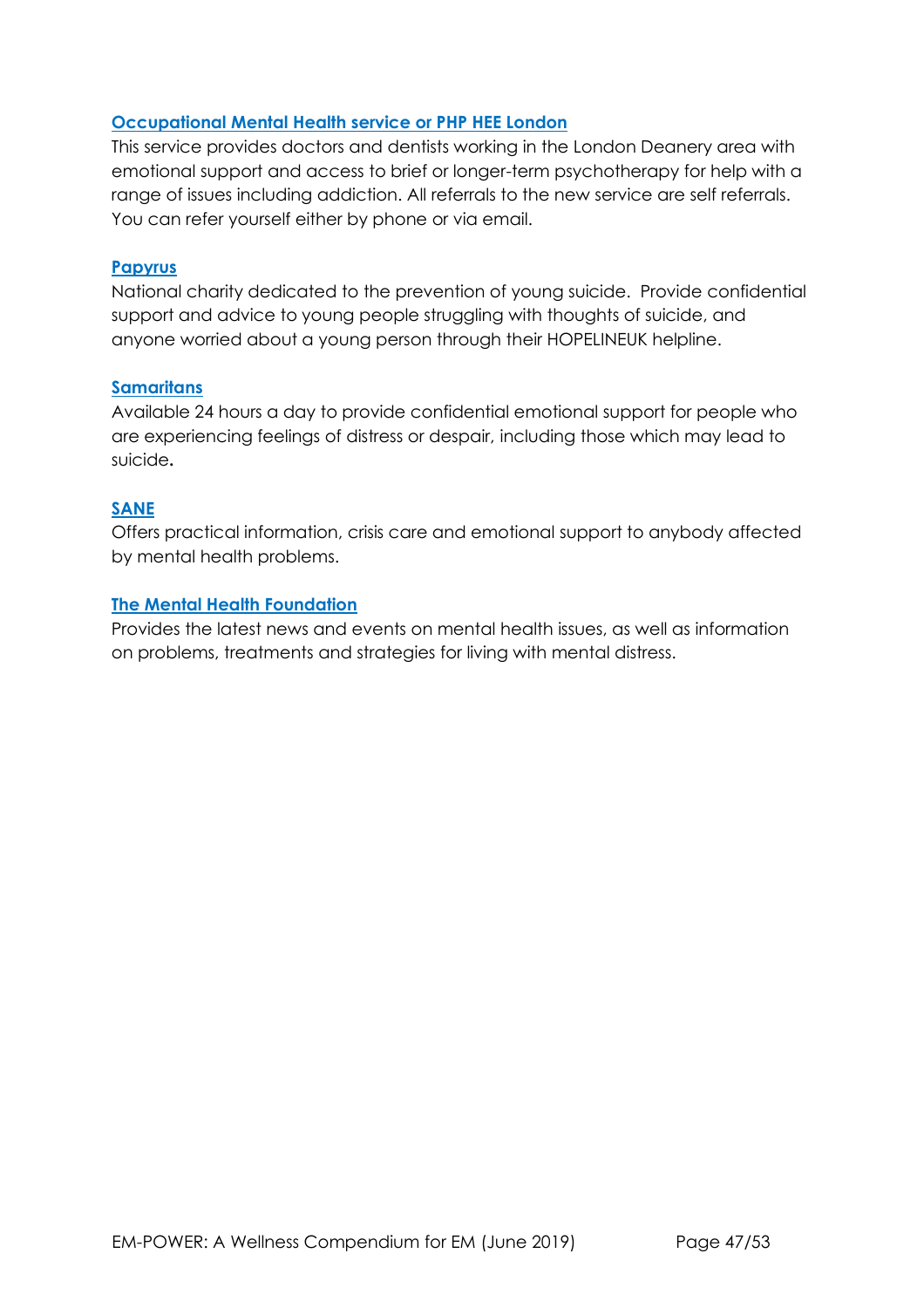**Occupational Mental Health service or PHP HEE London**

This service provides doctors and dentists working in the London Deanery area with emotional support and access to brief or longer-term psychotherapy for help with a range of issues including addiction. All referrals to the new service are self referrals. You can refer yourself either by phone or via email.

**Papyrus**

National charity dedicated to the prevention of young suicide. Provide confidential support and advice to young people struggling with thoughts of suicide, and anyone worried about a young person through their HOPELINEUK helpline.

**Samaritans**

Available 24 hours a day to provide confidential emotional support for people who are experiencing feelings of distress or despair, including those which may lead to suicide**.**

**SANE**

Offers practical information, crisis care and emotional support to anybody affected by mental health problems.

**The Mental Health Foundation**

Provides the latest news and events on mental health issues, as well as information on problems, treatments and strategies for living with mental distress.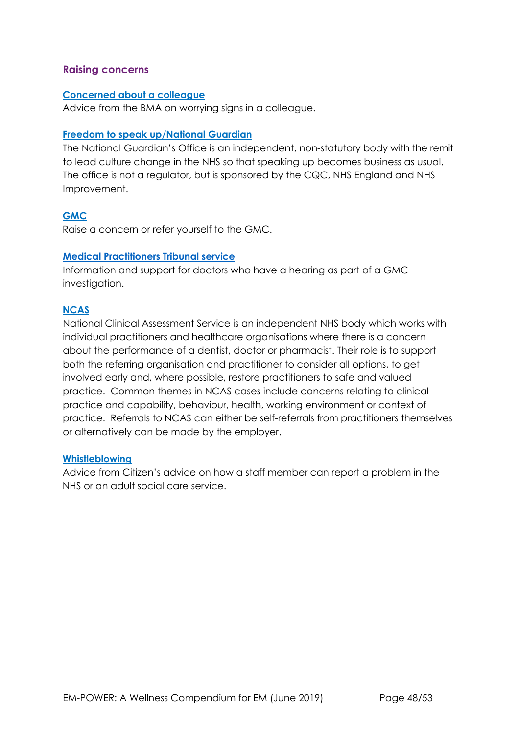## Raising concerns

**Concerned about a colleague**

Advice from the BMA on worrying signs in a colleague.

**Freedom to speak up/National Guardian**

The National Guardian's Office is an independent, non-statutory body with the remit to lead culture change in the NHS so that speaking up becomes business as usual. The office is not a regulator, but is sponsored by the CQC, NHS England and NHS Improvement.

**GMC**

Raise a concern or refer yourself to the GMC.

**Medical Practitioners Tribunal service**

Information and support for doctors who have a hearing as part of a GMC investigation.

**NCAS**

National Clinical Assessment Service is an independent NHS body which works with individual practitioners and healthcare organisations where there is a concern about the performance of a dentist, doctor or pharmacist. Their role is to support both the referring organisation and practitioner to consider all options, to get involved early and, where possible, restore practitioners to safe and valued practice. Common themes in NCAS cases include concerns relating to clinical practice and capability, behaviour, health, working environment or context of practice. Referrals to NCAS can either be self-referrals from practitioners themselves or alternatively can be made by the employer.

**Whistleblowing**

Advice from Citizen's advice on how a staff member can report a problem in the NHS or an adult social care service.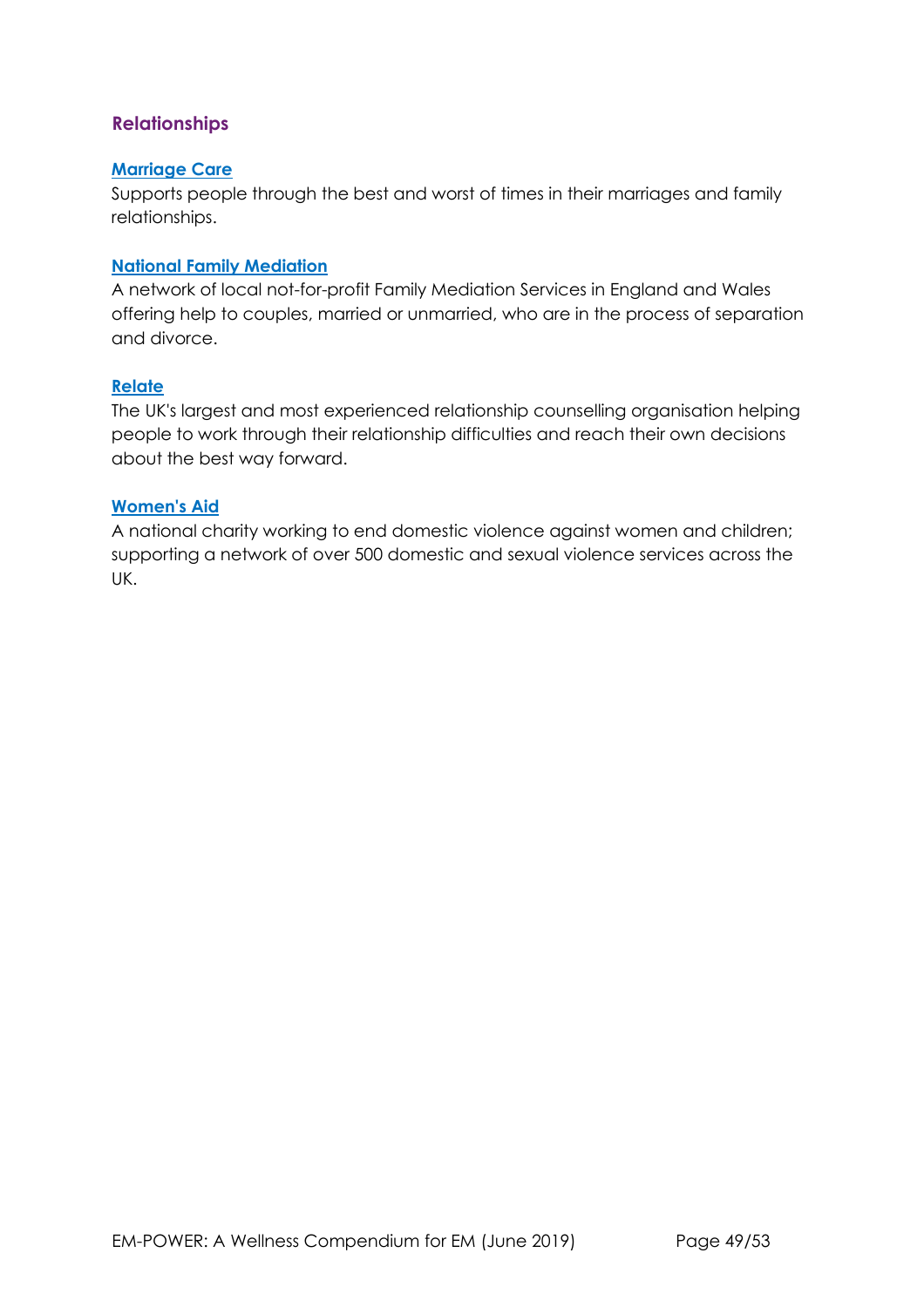## Relationships

**Marriage Care**

Supports people through the best and worst of times in their marriages and family relationships.

**National Family Mediation**

A network of local not-for-profit Family Mediation Services in England and Wales offering help to couples, married or unmarried, who are in the process of separation and divorce.

**Relate**

The UK's largest and most experienced relationship counselling organisation helping people to work through their relationship difficulties and reach their own decisions about the best way forward.

**Women's Aid**

A national charity working to end domestic violence against women and children; supporting a network of over 500 domestic and sexual violence services across the UK.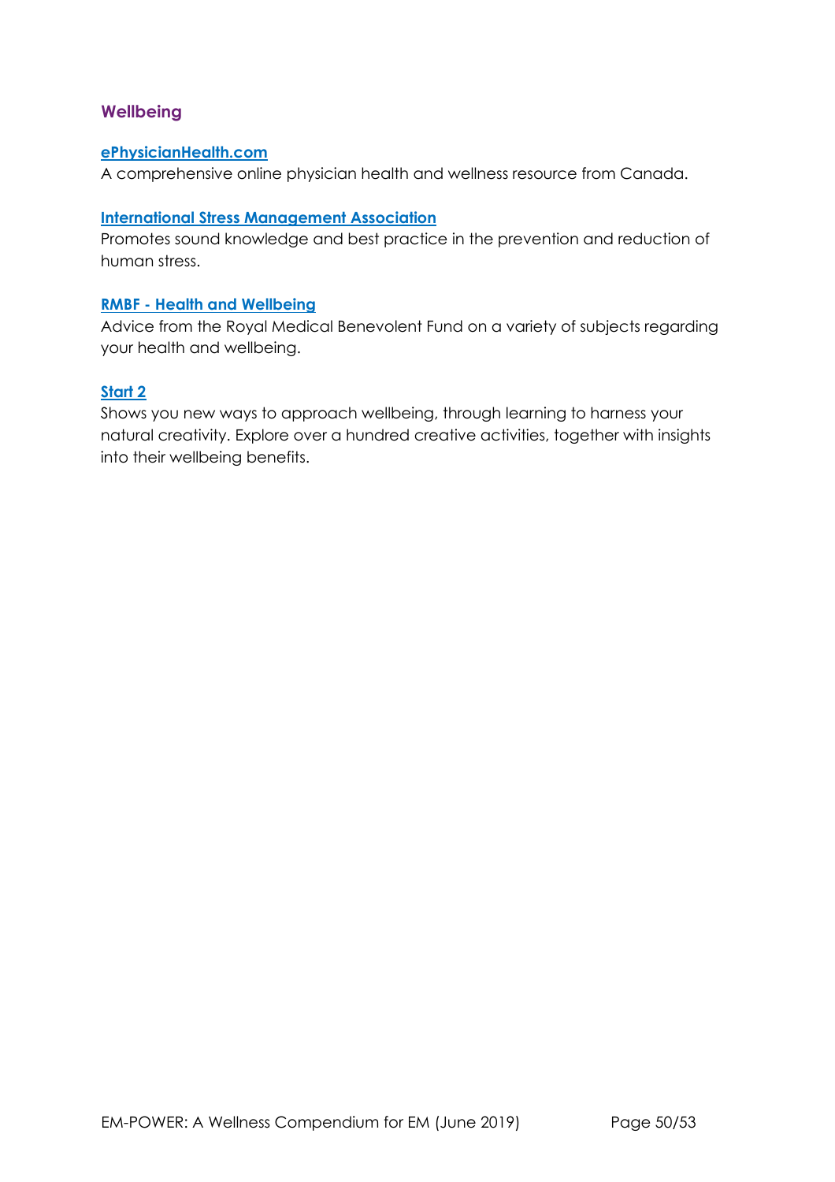## Wellbeing

**ePhysicianHealth.com**
A comprehensive online physician health and wellness resource from Canada.

**International Stress Management Association**
Promotes sound knowledge and best practice in the prevention and reduction of human stress.

**RMBF - Health and Wellbeing**
Advice from the Royal Medical Benevolent Fund on a variety of subjects regarding your health and wellbeing.

**Start 2**
Shows you new ways to approach wellbeing, through learning to harness your natural creativity. Explore over a hundred creative activities, together with insights into their wellbeing benefits.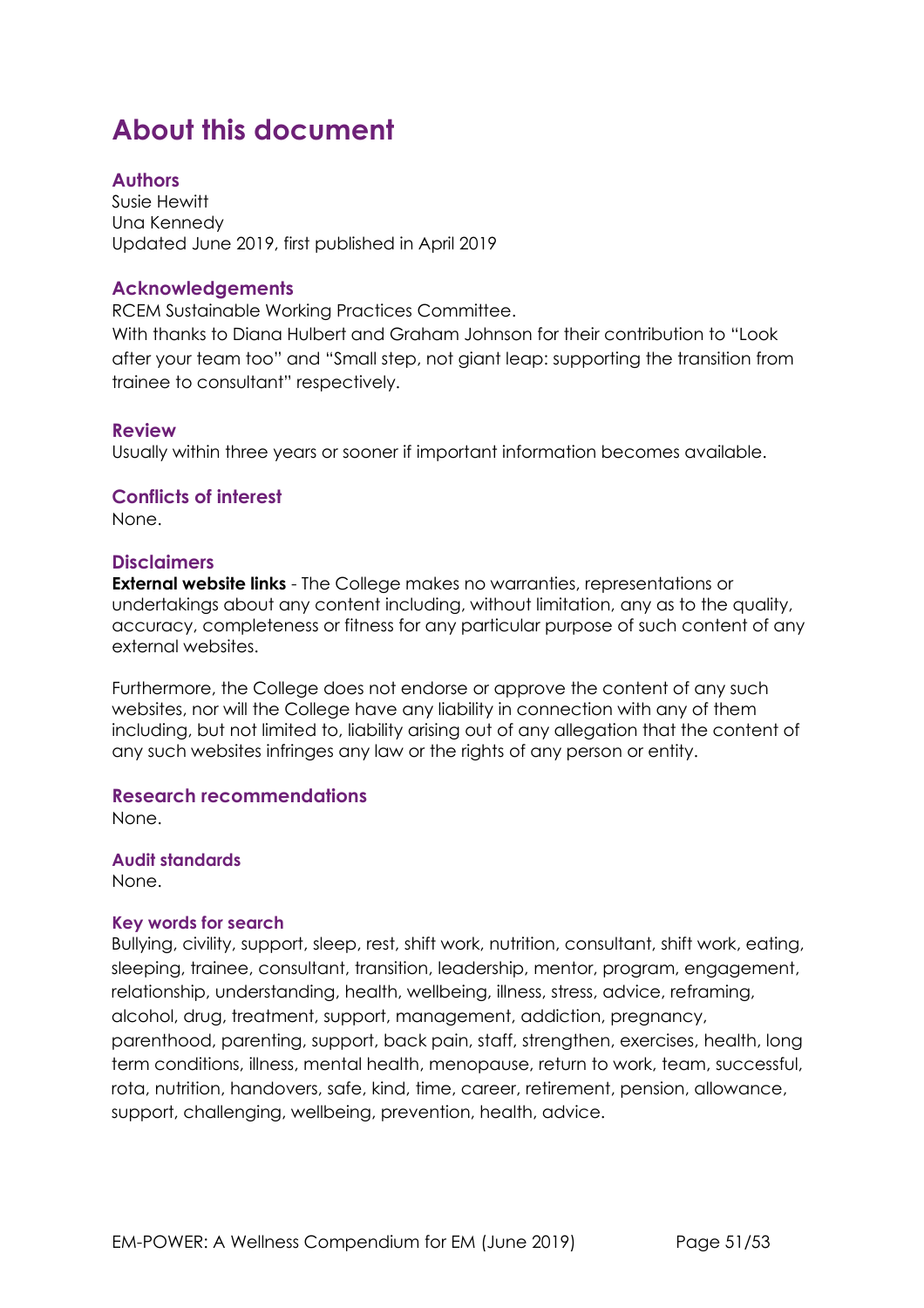# About this document

## Authors

Susie Hewitt
Una Kennedy
Updated June 2019, first published in April 2019

## Acknowledgements

RCEM Sustainable Working Practices Committee.
With thanks to Diana Hulbert and Graham Johnson for their contribution to "Look after your team too" and "Small step, not giant leap: supporting the transition from trainee to consultant" respectively.

## Review

Usually within three years or sooner if important information becomes available.

## Conflicts of interest

None.

## Disclaimers

**External website links** - The College makes no warranties, representations or undertakings about any content including, without limitation, any as to the quality, accuracy, completeness or fitness for any particular purpose of such content of any external websites.

Furthermore, the College does not endorse or approve the content of any such websites, nor will the College have any liability in connection with any of them including, but not limited to, liability arising out of any allegation that the content of any such websites infringes any law or the rights of any person or entity.

## Research recommendations

None.

### Audit standards

None.

#### Key words for search

Bullying, civility, support, sleep, rest, shift work, nutrition, consultant, shift work, eating, sleeping, trainee, consultant, transition, leadership, mentor, program, engagement, relationship, understanding, health, wellbeing, illness, stress, advice, reframing, alcohol, drug, treatment, support, management, addiction, pregnancy, parenthood, parenting, support, back pain, staff, strengthen, exercises, health, long term conditions, illness, mental health, menopause, return to work, team, successful, rota, nutrition, handovers, safe, kind, time, career, retirement, pension, allowance, support, challenging, wellbeing, prevention, health, advice.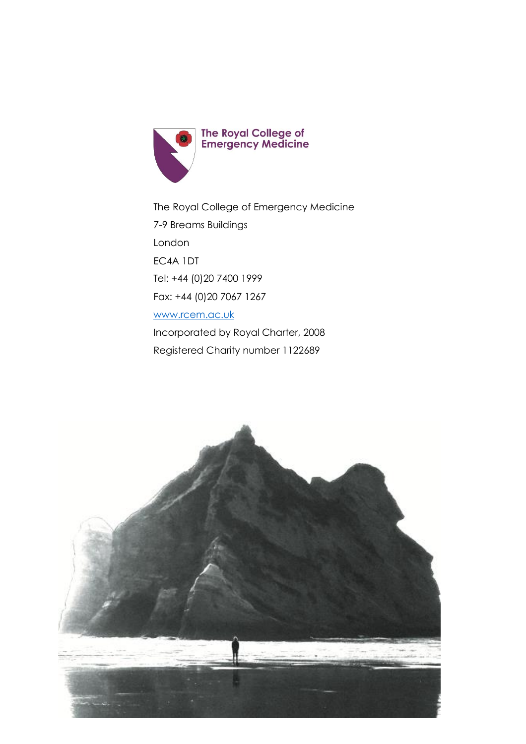The Royal College of Emergency Medicine

The Royal College of Emergency Medicine

7-9 Breams Buildings

London

EC4A 1DT

Tel: +44 (0)20 7400 1999

Fax: +44 (0)20 7067 1267

www.rcem.ac.uk

Incorporated by Royal Charter, 2008

Registered Charity number 1122689